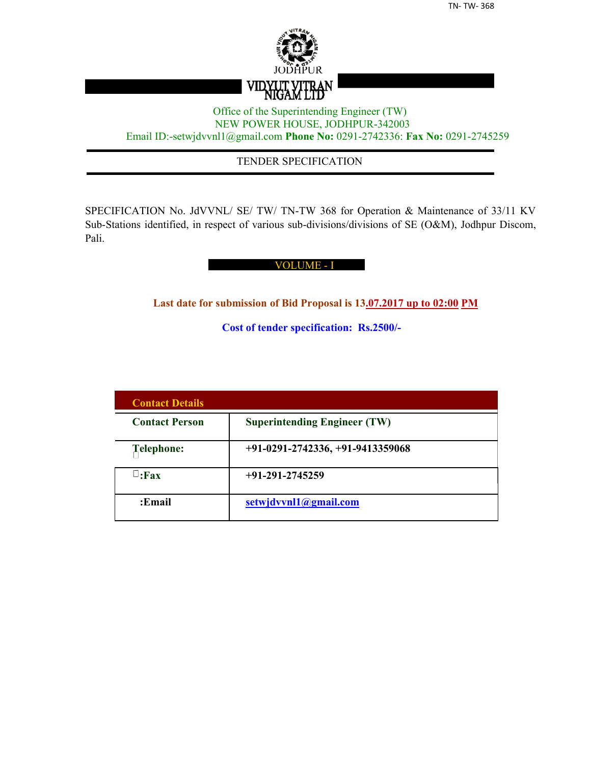JODHPUR

VIDYUT VITRAN NIGAM LTD

Office of the Superintending Engineer (TW)
NEW POWER HOUSE, JODHPUR-342003
Email ID:-setwjdvvnl1@gmail.com **Phone No:** 0291-2742336: **Fax No:** 0291-2745259

# TENDER SPECIFICATION

SPECIFICATION No. JdVVNL/ SE/ TW/ TN-TW 368 for Operation & Maintenance of 33/11 KV Sub-Stations identified, in respect of various sub-divisions/divisions of SE (O&M), Jodhpur Discom, Pali.

## VOLUME - I

**Last date for submission of Bid Proposal is 13.07.2017 up to 02:00 PM**

**Cost of tender specification: Rs.2500/-**

| **Contact Details** | |
|---|---|
| **Contact Person** | **Superintending Engineer (TW)** |
| **Telephone:** | **+91-0291-2742336, +91-9413359068** |
| **:Fax** | **+91-291-2745259** |
| **:Email** | **setwjdvvnl1@gmail.com** |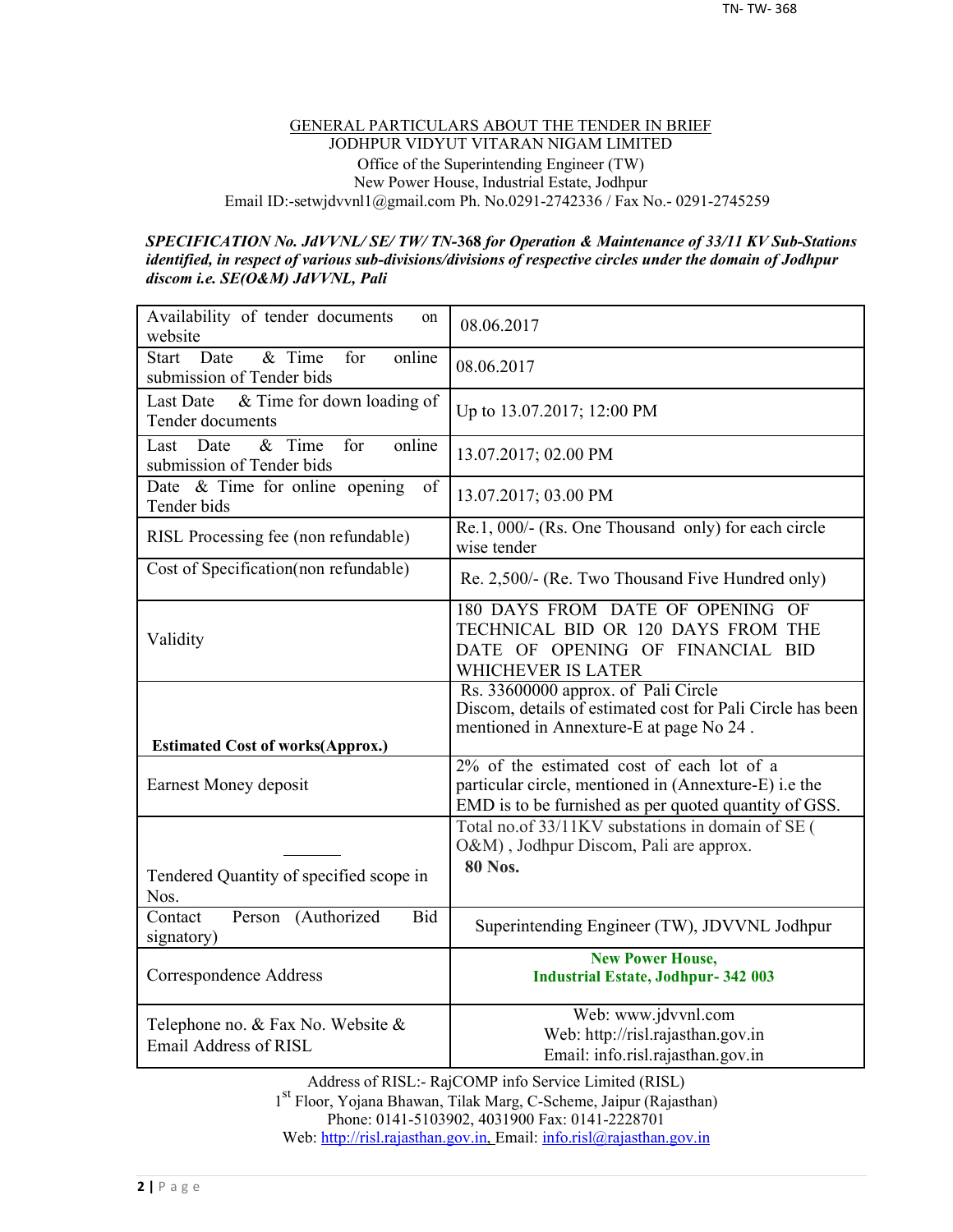GENERAL PARTICULARS ABOUT THE TENDER IN BRIEF

JODHPUR VIDYUT VITARAN NIGAM LIMITED

Office of the Superintending Engineer (TW)

New Power House, Industrial Estate, Jodhpur

Email ID:-setwjdvvnl1@gmail.com Ph. No.0291-2742336 / Fax No.- 0291-2745259

***SPECIFICATION No. JdVVNL/ SE/ TW/ TN-368 for Operation & Maintenance of 33/11 KV Sub-Stations identified, in respect of various sub-divisions/divisions of respective circles under the domain of Jodhpur discom i.e. SE(O&M) JdVVNL, Pali***

| | |
|---|---|
| Availability of tender documents on website | 08.06.2017 |
| Start Date & Time for online submission of Tender bids | 08.06.2017 |
| Last Date & Time for down loading of Tender documents | Up to 13.07.2017; 12:00 PM |
| Last Date & Time for online submission of Tender bids | 13.07.2017; 02.00 PM |
| Date & Time for online opening of Tender bids | 13.07.2017; 03.00 PM |
| RISL Processing fee (non refundable) | Re.1, 000/- (Rs. One Thousand only) for each circle wise tender |
| Cost of Specification(non refundable) | Re. 2,500/- (Re. Two Thousand Five Hundred only) |
| Validity | 180 DAYS FROM DATE OF OPENING OF TECHNICAL BID OR 120 DAYS FROM THE DATE OF OPENING OF FINANCIAL BID WHICHEVER IS LATER |
| **Estimated Cost of works(Approx.)** | Rs. 33600000 approx. of Pali Circle<br>Discom, details of estimated cost for Pali Circle has been mentioned in Annexture-E at page No 24 . |
| Earnest Money deposit | 2% of the estimated cost of each lot of a particular circle, mentioned in (Annexture-E) i.e the EMD is to be furnished as per quoted quantity of GSS. |
| Tendered Quantity of specified scope in Nos. | Total no.of 33/11KV substations in domain of SE ( O&M) , Jodhpur Discom, Pali are approx.<br>**80 Nos.** |
| Contact Person (Authorized Bid signatory) | Superintending Engineer (TW), JDVVNL Jodhpur |
| Correspondence Address | **New Power House,<br>Industrial Estate, Jodhpur- 342 003** |
| Telephone no. & Fax No. Website & Email Address of RISL | Web: www.jdvvnl.com<br>Web: http://risl.rajasthan.gov.in<br>Email: info.risl.rajasthan.gov.in |

Address of RISL:- RajCOMP info Service Limited (RISL)

1st Floor, Yojana Bhawan, Tilak Marg, C-Scheme, Jaipur (Rajasthan)

Phone: 0141-5103902, 4031900 Fax: 0141-2228701

Web: http://risl.rajasthan.gov.in, Email: info.risl@rajasthan.gov.in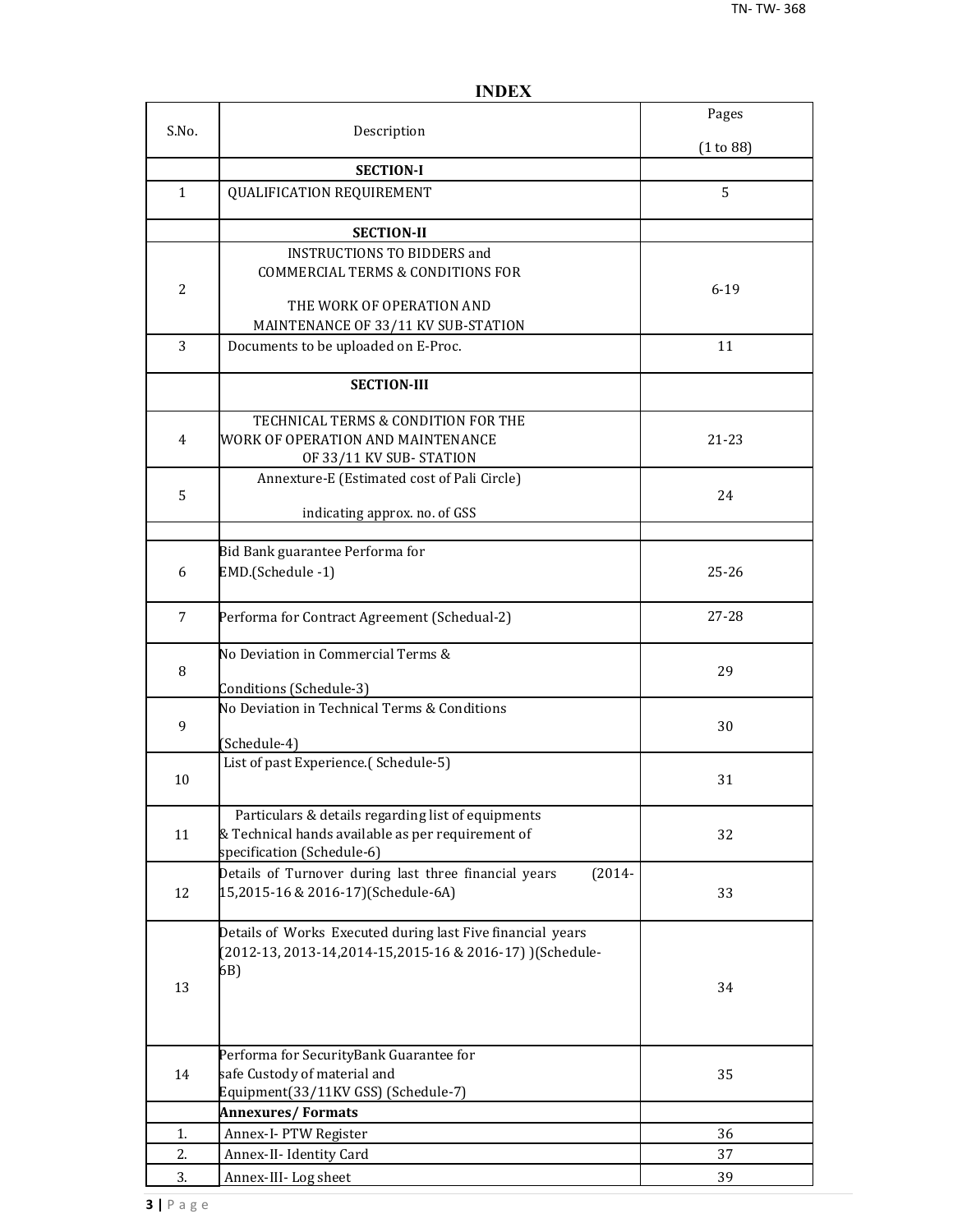# INDEX

| S.No. | Description | Pages (1 to 88) |
|---|---|---|
| | **SECTION-I** | |
| 1 | QUALIFICATION REQUIREMENT | 5 |
| | **SECTION-II** | |
| 2 | INSTRUCTIONS TO BIDDERS and COMMERCIAL TERMS & CONDITIONS FOR THE WORK OF OPERATION AND MAINTENANCE OF 33/11 KV SUB-STATION | 6-19 |
| 3 | Documents to be uploaded on E-Proc. | 11 |
| | **SECTION-III** | |
| 4 | TECHNICAL TERMS & CONDITION FOR THE WORK OF OPERATION AND MAINTENANCE OF 33/11 KV SUB- STATION | 21-23 |
| 5 | Annexture-E (Estimated cost of Pali Circle) indicating approx. no. of GSS | 24 |
| | | |
| 6 | Bid Bank guarantee Performa for EMD.(Schedule -1) | 25-26 |
| 7 | Performa for Contract Agreement (Schedual-2) | 27-28 |
| 8 | No Deviation in Commercial Terms & Conditions (Schedule-3) | 29 |
| 9 | No Deviation in Technical Terms & Conditions (Schedule-4) | 30 |
| 10 | List of past Experience.( Schedule-5) | 31 |
| 11 | Particulars & details regarding list of equipments & Technical hands available as per requirement of specification (Schedule-6) | 32 |
| 12 | Details of Turnover during last three financial years (2014-15,2015-16 & 2016-17)(Schedule-6A) | 33 |
| 13 | Details of Works Executed during last Five financial years (2012-13, 2013-14,2014-15,2015-16 & 2016-17) )(Schedule-6B) | 34 |
| 14 | Performa for SecurityBank Guarantee for safe Custody of material and Equipment(33/11KV GSS) (Schedule-7) | 35 |
| | **Annexures/ Formats** | |
| 1. | Annex-I- PTW Register | 36 |
| 2. | Annex-II- Identity Card | 37 |
| 3. | Annex-III- Log sheet | 39 |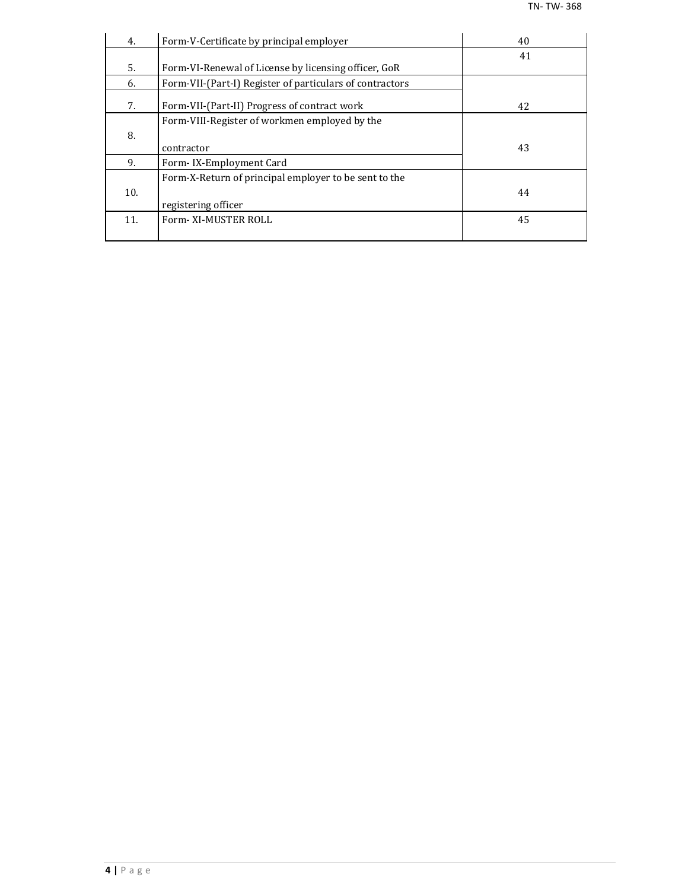| | | |
|---|---|---|
| 4. | Form-V-Certificate by principal employer | 40 |
| 5. | Form-VI-Renewal of License by licensing officer, GoR | 41 |
| 6. | Form-VII-(Part-I) Register of particulars of contractors | |
| 7. | Form-VII-(Part-II) Progress of contract work | 42 |
| 8. | Form-VIII-Register of workmen employed by the contractor | 43 |
| 9. | Form- IX-Employment Card | |
| 10. | Form-X-Return of principal employer to be sent to the registering officer | 44 |
| 11. | Form- XI-MUSTER ROLL | 45 |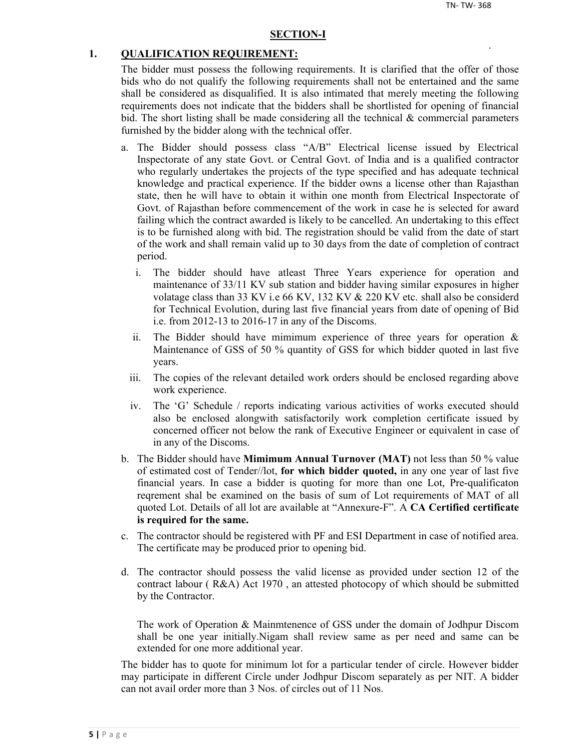## SECTION-I

### 1. QUALIFICATION REQUIREMENT:

The bidder must possess the following requirements. It is clarified that the offer of those bids who do not qualify the following requirements shall not be entertained and the same shall be considered as disqualified. It is also intimated that merely meeting the following requirements does not indicate that the bidders shall be shortlisted for opening of financial bid. The short listing shall be made considering all the technical & commercial parameters furnished by the bidder along with the technical offer.

a. The Bidder should possess class "A/B" Electrical license issued by Electrical Inspectorate of any state Govt. or Central Govt. of India and is a qualified contractor who regularly undertakes the projects of the type specified and has adequate technical knowledge and practical experience. If the bidder owns a license other than Rajasthan state, then he will have to obtain it within one month from Electrical Inspectorate of Govt. of Rajasthan before commencement of the work in case he is selected for award failing which the contract awarded is likely to be cancelled. An undertaking to this effect is to be furnished along with bid. The registration should be valid from the date of start of the work and shall remain valid up to 30 days from the date of completion of contract period.

   i. The bidder should have atleast Three Years experience for operation and maintenance of 33/11 KV sub station and bidder having similar exposures in higher volatage class than 33 KV i.e 66 KV, 132 KV & 220 KV etc. shall also be considerd for Technical Evolution, during last five financial years from date of opening of Bid i.e. from 2012-13 to 2016-17 in any of the Discoms.

   ii. The Bidder should have mimimum experience of three years for operation & Maintenance of GSS of 50 % quantity of GSS for which bidder quoted in last five years.

   iii. The copies of the relevant detailed work orders should be enclosed regarding above work experience.

   iv. The 'G' Schedule / reports indicating various activities of works executed should also be enclosed alongwith satisfactorily work completion certificate issued by concerned officer not below the rank of Executive Engineer or equivalent in case of in any of the Discoms.

b. The Bidder should have **Mimimum Annual Turnover (MAT)** not less than 50 % value of estimated cost of Tender//lot, **for which bidder quoted,** in any one year of last five financial years. In case a bidder is quoting for more than one Lot, Pre-qualificaton reqrement shal be examined on the basis of sum of Lot requirements of MAT of all quoted Lot. Details of all lot are available at "Annexure-F". A **CA Certified certificate is required for the same.**

c. The contractor should be registered with PF and ESI Department in case of notified area. The certificate may be produced prior to opening bid.

d. The contractor should possess the valid license as provided under section 12 of the contract labour ( R&A) Act 1970 , an attested photocopy of which should be submitted by the Contractor.

   The work of Operation & Mainmtenence of GSS under the domain of Jodhpur Discom shall be one year initially.Nigam shall review same as per need and same can be extended for one more additional year.

The bidder has to quote for minimum lot for a particular tender of circle. However bidder may participate in different Circle under Jodhpur Discom separately as per NIT. A bidder can not avail order more than 3 Nos. of circles out of 11 Nos.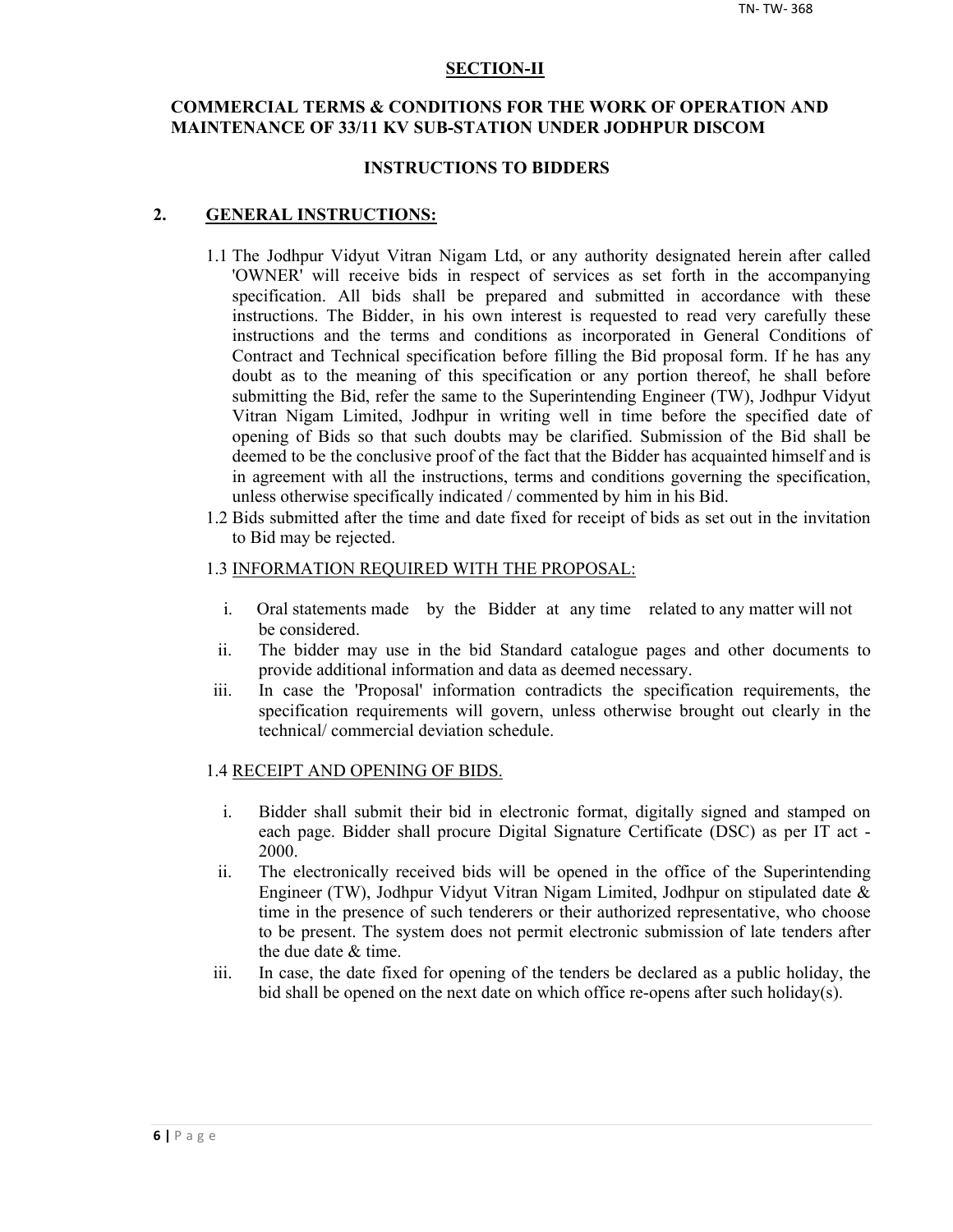## SECTION-II

## COMMERCIAL TERMS & CONDITIONS FOR THE WORK OF OPERATION AND MAINTENANCE OF 33/11 KV SUB-STATION UNDER JODHPUR DISCOM

### INSTRUCTIONS TO BIDDERS

### 2. GENERAL INSTRUCTIONS:

1.1 The Jodhpur Vidyut Vitran Nigam Ltd, or any authority designated herein after called 'OWNER' will receive bids in respect of services as set forth in the accompanying specification. All bids shall be prepared and submitted in accordance with these instructions. The Bidder, in his own interest is requested to read very carefully these instructions and the terms and conditions as incorporated in General Conditions of Contract and Technical specification before filling the Bid proposal form. If he has any doubt as to the meaning of this specification or any portion thereof, he shall before submitting the Bid, refer the same to the Superintending Engineer (TW), Jodhpur Vidyut Vitran Nigam Limited, Jodhpur in writing well in time before the specified date of opening of Bids so that such doubts may be clarified. Submission of the Bid shall be deemed to be the conclusive proof of the fact that the Bidder has acquainted himself and is in agreement with all the instructions, terms and conditions governing the specification, unless otherwise specifically indicated / commented by him in his Bid.

1.2 Bids submitted after the time and date fixed for receipt of bids as set out in the invitation to Bid may be rejected.

1.3 INFORMATION REQUIRED WITH THE PROPOSAL:

i. Oral statements made by the Bidder at any time related to any matter will not be considered.

ii. The bidder may use in the bid Standard catalogue pages and other documents to provide additional information and data as deemed necessary.

iii. In case the 'Proposal' information contradicts the specification requirements, the specification requirements will govern, unless otherwise brought out clearly in the technical/ commercial deviation schedule.

1.4 RECEIPT AND OPENING OF BIDS.

i. Bidder shall submit their bid in electronic format, digitally signed and stamped on each page. Bidder shall procure Digital Signature Certificate (DSC) as per IT act - 2000.

ii. The electronically received bids will be opened in the office of the Superintending Engineer (TW), Jodhpur Vidyut Vitran Nigam Limited, Jodhpur on stipulated date & time in the presence of such tenderers or their authorized representative, who choose to be present. The system does not permit electronic submission of late tenders after the due date & time.

iii. In case, the date fixed for opening of the tenders be declared as a public holiday, the bid shall be opened on the next date on which office re-opens after such holiday(s).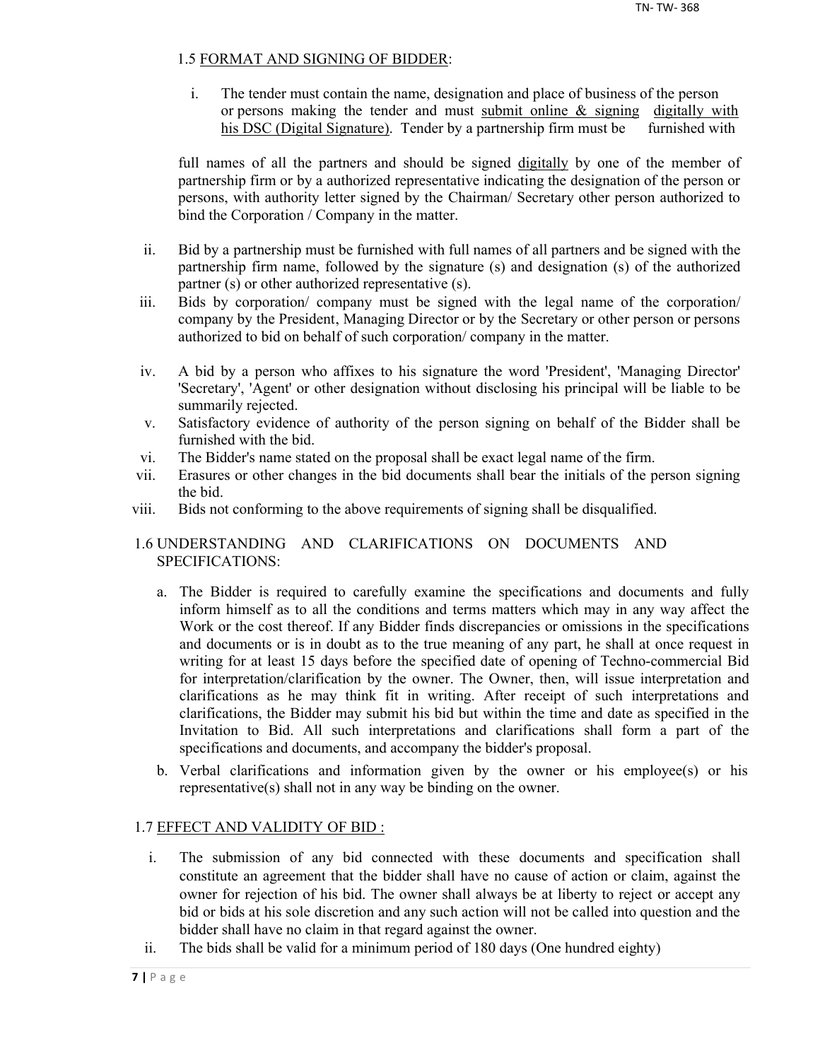1.5 FORMAT AND SIGNING OF BIDDER:

i. The tender must contain the name, designation and place of business of the person or persons making the tender and must submit online & signing digitally with his DSC (Digital Signature). Tender by a partnership firm must be furnished with full names of all the partners and should be signed digitally by one of the member of partnership firm or by a authorized representative indicating the designation of the person or persons, with authority letter signed by the Chairman/ Secretary other person authorized to bind the Corporation / Company in the matter.

ii. Bid by a partnership must be furnished with full names of all partners and be signed with the partnership firm name, followed by the signature (s) and designation (s) of the authorized partner (s) or other authorized representative (s).

iii. Bids by corporation/ company must be signed with the legal name of the corporation/ company by the President, Managing Director or by the Secretary or other person or persons authorized to bid on behalf of such corporation/ company in the matter.

iv. A bid by a person who affixes to his signature the word 'President', 'Managing Director' 'Secretary', 'Agent' or other designation without disclosing his principal will be liable to be summarily rejected.

v. Satisfactory evidence of authority of the person signing on behalf of the Bidder shall be furnished with the bid.

vi. The Bidder's name stated on the proposal shall be exact legal name of the firm.

vii. Erasures or other changes in the bid documents shall bear the initials of the person signing the bid.

viii. Bids not conforming to the above requirements of signing shall be disqualified.

1.6 UNDERSTANDING AND CLARIFICATIONS ON DOCUMENTS AND SPECIFICATIONS:

a. The Bidder is required to carefully examine the specifications and documents and fully inform himself as to all the conditions and terms matters which may in any way affect the Work or the cost thereof. If any Bidder finds discrepancies or omissions in the specifications and documents or is in doubt as to the true meaning of any part, he shall at once request in writing for at least 15 days before the specified date of opening of Techno-commercial Bid for interpretation/clarification by the owner. The Owner, then, will issue interpretation and clarifications as he may think fit in writing. After receipt of such interpretations and clarifications, the Bidder may submit his bid but within the time and date as specified in the Invitation to Bid. All such interpretations and clarifications shall form a part of the specifications and documents, and accompany the bidder's proposal.

b. Verbal clarifications and information given by the owner or his employee(s) or his representative(s) shall not in any way be binding on the owner.

1.7 EFFECT AND VALIDITY OF BID :

i. The submission of any bid connected with these documents and specification shall constitute an agreement that the bidder shall have no cause of action or claim, against the owner for rejection of his bid. The owner shall always be at liberty to reject or accept any bid or bids at his sole discretion and any such action will not be called into question and the bidder shall have no claim in that regard against the owner.

ii. The bids shall be valid for a minimum period of 180 days (One hundred eighty)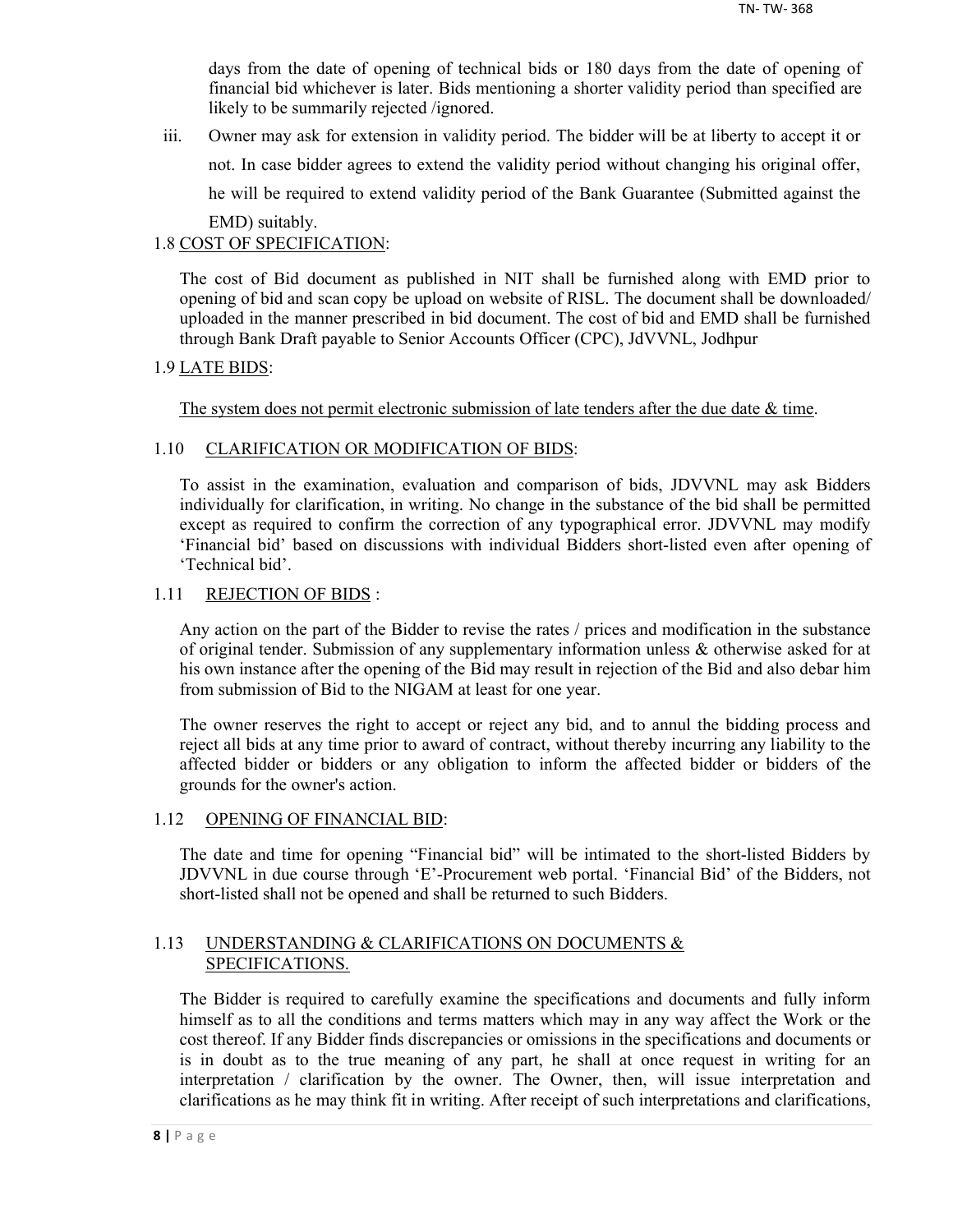days from the date of opening of technical bids or 180 days from the date of opening of financial bid whichever is later. Bids mentioning a shorter validity period than specified are likely to be summarily rejected /ignored.

iii. Owner may ask for extension in validity period. The bidder will be at liberty to accept it or not. In case bidder agrees to extend the validity period without changing his original offer, he will be required to extend validity period of the Bank Guarantee (Submitted against the EMD) suitably.

1.8 COST OF SPECIFICATION:

The cost of Bid document as published in NIT shall be furnished along with EMD prior to opening of bid and scan copy be upload on website of RISL. The document shall be downloaded/ uploaded in the manner prescribed in bid document. The cost of bid and EMD shall be furnished through Bank Draft payable to Senior Accounts Officer (CPC), JdVVNL, Jodhpur

1.9 LATE BIDS:

The system does not permit electronic submission of late tenders after the due date & time.

1.10 CLARIFICATION OR MODIFICATION OF BIDS:

To assist in the examination, evaluation and comparison of bids, JDVVNL may ask Bidders individually for clarification, in writing. No change in the substance of the bid shall be permitted except as required to confirm the correction of any typographical error. JDVVNL may modify 'Financial bid' based on discussions with individual Bidders short-listed even after opening of 'Technical bid'.

1.11 REJECTION OF BIDS :

Any action on the part of the Bidder to revise the rates / prices and modification in the substance of original tender. Submission of any supplementary information unless & otherwise asked for at his own instance after the opening of the Bid may result in rejection of the Bid and also debar him from submission of Bid to the NIGAM at least for one year.

The owner reserves the right to accept or reject any bid, and to annul the bidding process and reject all bids at any time prior to award of contract, without thereby incurring any liability to the affected bidder or bidders or any obligation to inform the affected bidder or bidders of the grounds for the owner's action.

1.12 OPENING OF FINANCIAL BID:

The date and time for opening "Financial bid" will be intimated to the short-listed Bidders by JDVVNL in due course through 'E'-Procurement web portal. 'Financial Bid' of the Bidders, not short-listed shall not be opened and shall be returned to such Bidders.

1.13 UNDERSTANDING & CLARIFICATIONS ON DOCUMENTS & SPECIFICATIONS.

The Bidder is required to carefully examine the specifications and documents and fully inform himself as to all the conditions and terms matters which may in any way affect the Work or the cost thereof. If any Bidder finds discrepancies or omissions in the specifications and documents or is in doubt as to the true meaning of any part, he shall at once request in writing for an interpretation / clarification by the owner. The Owner, then, will issue interpretation and clarifications as he may think fit in writing. After receipt of such interpretations and clarifications,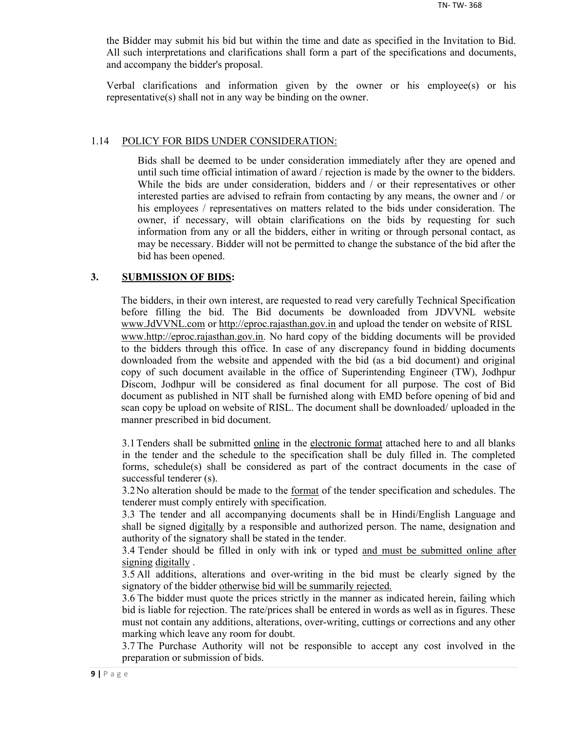the Bidder may submit his bid but within the time and date as specified in the Invitation to Bid. All such interpretations and clarifications shall form a part of the specifications and documents, and accompany the bidder's proposal.

Verbal clarifications and information given by the owner or his employee(s) or his representative(s) shall not in any way be binding on the owner.

### 1.14 POLICY FOR BIDS UNDER CONSIDERATION:

Bids shall be deemed to be under consideration immediately after they are opened and until such time official intimation of award / rejection is made by the owner to the bidders. While the bids are under consideration, bidders and / or their representatives or other interested parties are advised to refrain from contacting by any means, the owner and / or his employees / representatives on matters related to the bids under consideration. The owner, if necessary, will obtain clarifications on the bids by requesting for such information from any or all the bidders, either in writing or through personal contact, as may be necessary. Bidder will not be permitted to change the substance of the bid after the bid has been opened.

## 3. SUBMISSION OF BIDS:

The bidders, in their own interest, are requested to read very carefully Technical Specification before filling the bid. The Bid documents be downloaded from JDVVNL website www.JdVVNL.com or http://eproc.rajasthan.gov.in and upload the tender on website of RISL www.http://eproc.rajasthan.gov.in. No hard copy of the bidding documents will be provided to the bidders through this office. In case of any discrepancy found in bidding documents downloaded from the website and appended with the bid (as a bid document) and original copy of such document available in the office of Superintending Engineer (TW), Jodhpur Discom, Jodhpur will be considered as final document for all purpose. The cost of Bid document as published in NIT shall be furnished along with EMD before opening of bid and scan copy be upload on website of RISL. The document shall be downloaded/ uploaded in the manner prescribed in bid document.

3.1 Tenders shall be submitted online in the electronic format attached here to and all blanks in the tender and the schedule to the specification shall be duly filled in. The completed forms, schedule(s) shall be considered as part of the contract documents in the case of successful tenderer (s).

3.2 No alteration should be made to the format of the tender specification and schedules. The tenderer must comply entirely with specification.

3.3 The tender and all accompanying documents shall be in Hindi/English Language and shall be signed digitally by a responsible and authorized person. The name, designation and authority of the signatory shall be stated in the tender.

3.4 Tender should be filled in only with ink or typed and must be submitted online after signing digitally .

3.5 All additions, alterations and over-writing in the bid must be clearly signed by the signatory of the bidder otherwise bid will be summarily rejected.

3.6 The bidder must quote the prices strictly in the manner as indicated herein, failing which bid is liable for rejection. The rate/prices shall be entered in words as well as in figures. These must not contain any additions, alterations, over-writing, cuttings or corrections and any other marking which leave any room for doubt.

3.7 The Purchase Authority will not be responsible to accept any cost involved in the preparation or submission of bids.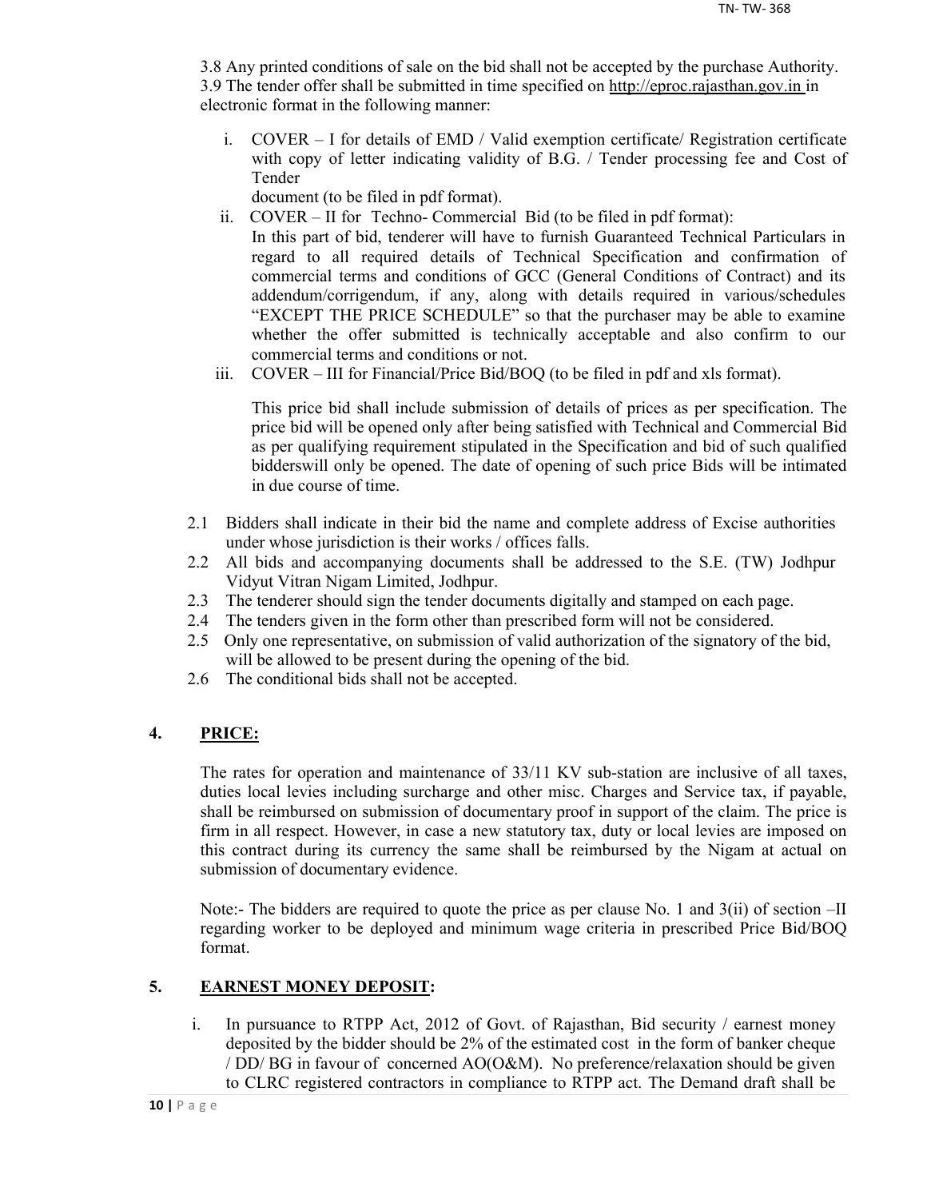3.8 Any printed conditions of sale on the bid shall not be accepted by the purchase Authority.
3.9 The tender offer shall be submitted in time specified on http://eproc.rajasthan.gov.in in electronic format in the following manner:

i. COVER – I for details of EMD / Valid exemption certificate/ Registration certificate with copy of letter indicating validity of B.G. / Tender processing fee and Cost of Tender
document (to be filed in pdf format).

ii. COVER – II for Techno- Commercial Bid (to be filed in pdf format):
In this part of bid, tenderer will have to furnish Guaranteed Technical Particulars in regard to all required details of Technical Specification and confirmation of commercial terms and conditions of GCC (General Conditions of Contract) and its addendum/corrigendum, if any, along with details required in various/schedules "EXCEPT THE PRICE SCHEDULE" so that the purchaser may be able to examine whether the offer submitted is technically acceptable and also confirm to our commercial terms and conditions or not.

iii. COVER – III for Financial/Price Bid/BOQ (to be filed in pdf and xls format).

This price bid shall include submission of details of prices as per specification. The price bid will be opened only after being satisfied with Technical and Commercial Bid as per qualifying requirement stipulated in the Specification and bid of such qualified bidderswill only be opened. The date of opening of such price Bids will be intimated in due course of time.

2.1 Bidders shall indicate in their bid the name and complete address of Excise authorities under whose jurisdiction is their works / offices falls.
2.2 All bids and accompanying documents shall be addressed to the S.E. (TW) Jodhpur Vidyut Vitran Nigam Limited, Jodhpur.
2.3 The tenderer should sign the tender documents digitally and stamped on each page.
2.4 The tenders given in the form other than prescribed form will not be considered.
2.5 Only one representative, on submission of valid authorization of the signatory of the bid, will be allowed to be present during the opening of the bid.
2.6 The conditional bids shall not be accepted.

## 4. PRICE:

The rates for operation and maintenance of 33/11 KV sub-station are inclusive of all taxes, duties local levies including surcharge and other misc. Charges and Service tax, if payable, shall be reimbursed on submission of documentary proof in support of the claim. The price is firm in all respect. However, in case a new statutory tax, duty or local levies are imposed on this contract during its currency the same shall be reimbursed by the Nigam at actual on submission of documentary evidence.

Note:- The bidders are required to quote the price as per clause No. 1 and 3(ii) of section –II regarding worker to be deployed and minimum wage criteria in prescribed Price Bid/BOQ format.

## 5. EARNEST MONEY DEPOSIT:

i. In pursuance to RTPP Act, 2012 of Govt. of Rajasthan, Bid security / earnest money deposited by the bidder should be 2% of the estimated cost in the form of banker cheque / DD/ BG in favour of concerned AO(O&M). No preference/relaxation should be given to CLRC registered contractors in compliance to RTPP act. The Demand draft shall be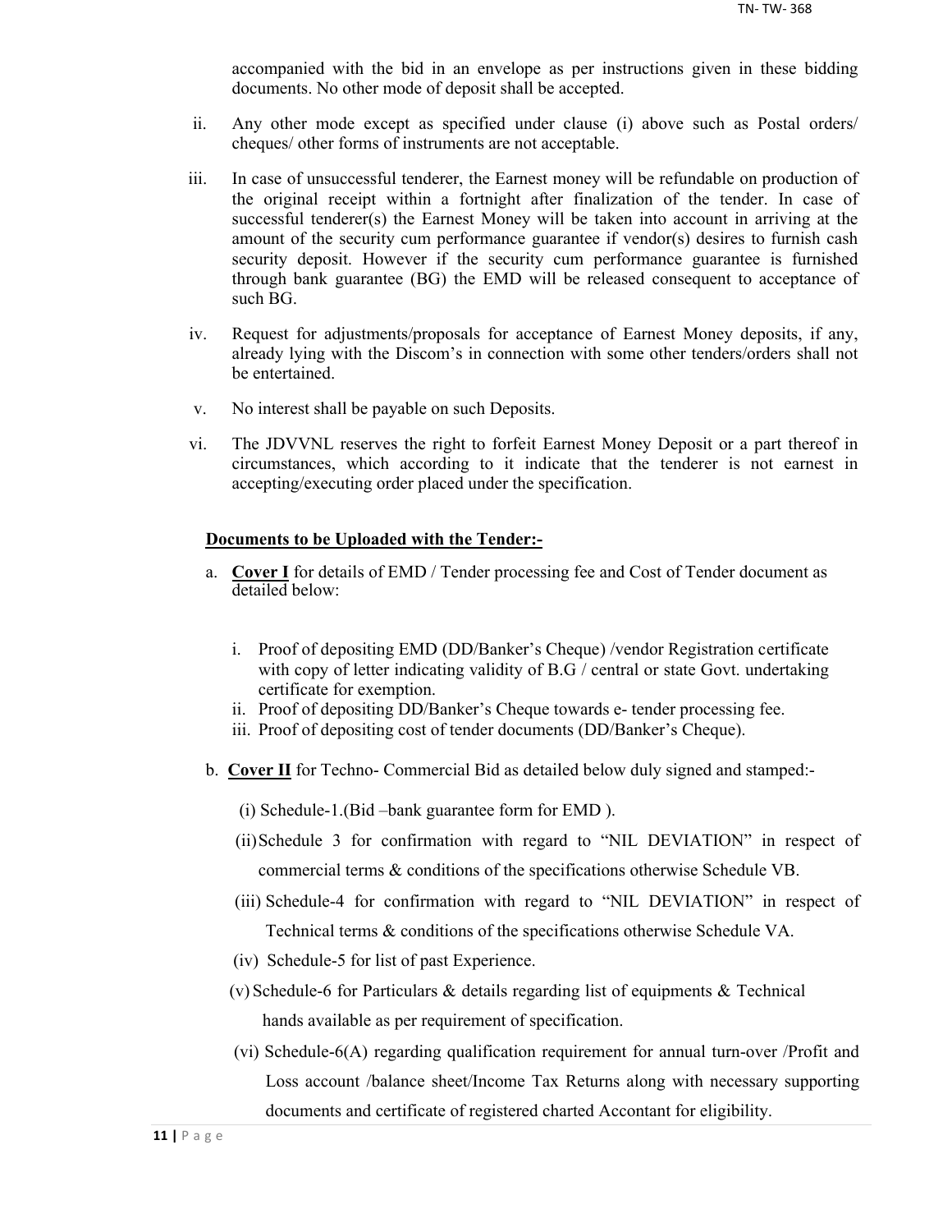accompanied with the bid in an envelope as per instructions given in these bidding documents. No other mode of deposit shall be accepted.

ii. Any other mode except as specified under clause (i) above such as Postal orders/ cheques/ other forms of instruments are not acceptable.

iii. In case of unsuccessful tenderer, the Earnest money will be refundable on production of the original receipt within a fortnight after finalization of the tender. In case of successful tenderer(s) the Earnest Money will be taken into account in arriving at the amount of the security cum performance guarantee if vendor(s) desires to furnish cash security deposit. However if the security cum performance guarantee is furnished through bank guarantee (BG) the EMD will be released consequent to acceptance of such BG.

iv. Request for adjustments/proposals for acceptance of Earnest Money deposits, if any, already lying with the Discom's in connection with some other tenders/orders shall not be entertained.

v. No interest shall be payable on such Deposits.

vi. The JDVVNL reserves the right to forfeit Earnest Money Deposit or a part thereof in circumstances, which according to it indicate that the tenderer is not earnest in accepting/executing order placed under the specification.

**Documents to be Uploaded with the Tender:-**

a. **Cover I** for details of EMD / Tender processing fee and Cost of Tender document as detailed below:

   i. Proof of depositing EMD (DD/Banker's Cheque) /vendor Registration certificate with copy of letter indicating validity of B.G / central or state Govt. undertaking certificate for exemption.
   ii. Proof of depositing DD/Banker's Cheque towards e- tender processing fee.
   iii. Proof of depositing cost of tender documents (DD/Banker's Cheque).

b. **Cover II** for Techno- Commercial Bid as detailed below duly signed and stamped:-

   (i) Schedule-1.(Bid –bank guarantee form for EMD ).

   (ii) Schedule 3 for confirmation with regard to "NIL DEVIATION" in respect of commercial terms & conditions of the specifications otherwise Schedule VB.

   (iii) Schedule-4 for confirmation with regard to "NIL DEVIATION" in respect of Technical terms & conditions of the specifications otherwise Schedule VA.

   (iv) Schedule-5 for list of past Experience.

   (v) Schedule-6 for Particulars & details regarding list of equipments & Technical hands available as per requirement of specification.

   (vi) Schedule-6(A) regarding qualification requirement for annual turn-over /Profit and Loss account /balance sheet/Income Tax Returns along with necessary supporting documents and certificate of registered charted Accontant for eligibility.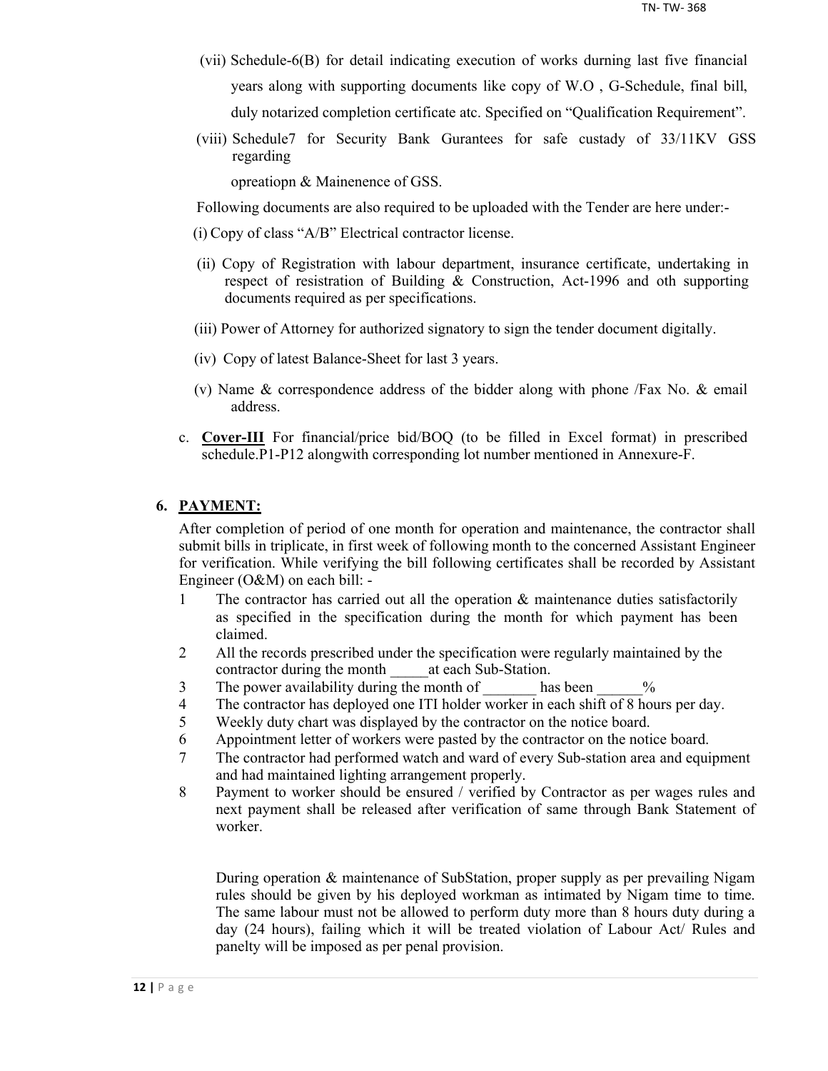(vii) Schedule-6(B) for detail indicating execution of works durning last five financial years along with supporting documents like copy of W.O , G-Schedule, final bill, duly notarized completion certificate atc. Specified on "Qualification Requirement".

(viii) Schedule7 for Security Bank Gurantees for safe custady of 33/11KV GSS regarding

opreatiopn & Mainenence of GSS.

Following documents are also required to be uploaded with the Tender are here under:-

(i) Copy of class "A/B" Electrical contractor license.

(ii) Copy of Registration with labour department, insurance certificate, undertaking in respect of resistration of Building & Construction, Act-1996 and oth supporting documents required as per specifications.

(iii) Power of Attorney for authorized signatory to sign the tender document digitally.

(iv) Copy of latest Balance-Sheet for last 3 years.

(v) Name & correspondence address of the bidder along with phone /Fax No. & email address.

c. **Cover-III** For financial/price bid/BOQ (to be filled in Excel format) in prescribed schedule.P1-P12 alongwith corresponding lot number mentioned in Annexure-F.

## 6. PAYMENT:

After completion of period of one month for operation and maintenance, the contractor shall submit bills in triplicate, in first week of following month to the concerned Assistant Engineer for verification. While verifying the bill following certificates shall be recorded by Assistant Engineer (O&M) on each bill: -

1. The contractor has carried out all the operation & maintenance duties satisfactorily as specified in the specification during the month for which payment has been claimed.
2. All the records prescribed under the specification were regularly maintained by the contractor during the month _____at each Sub-Station.
3. The power availability during the month of _______ has been ______%
4. The contractor has deployed one ITI holder worker in each shift of 8 hours per day.
5. Weekly duty chart was displayed by the contractor on the notice board.
6. Appointment letter of workers were pasted by the contractor on the notice board.
7. The contractor had performed watch and ward of every Sub-station area and equipment and had maintained lighting arrangement properly.
8. Payment to worker should be ensured / verified by Contractor as per wages rules and next payment shall be released after verification of same through Bank Statement of worker.

During operation & maintenance of SubStation, proper supply as per prevailing Nigam rules should be given by his deployed workman as intimated by Nigam time to time. The same labour must not be allowed to perform duty more than 8 hours duty during a day (24 hours), failing which it will be treated violation of Labour Act/ Rules and panelty will be imposed as per penal provision.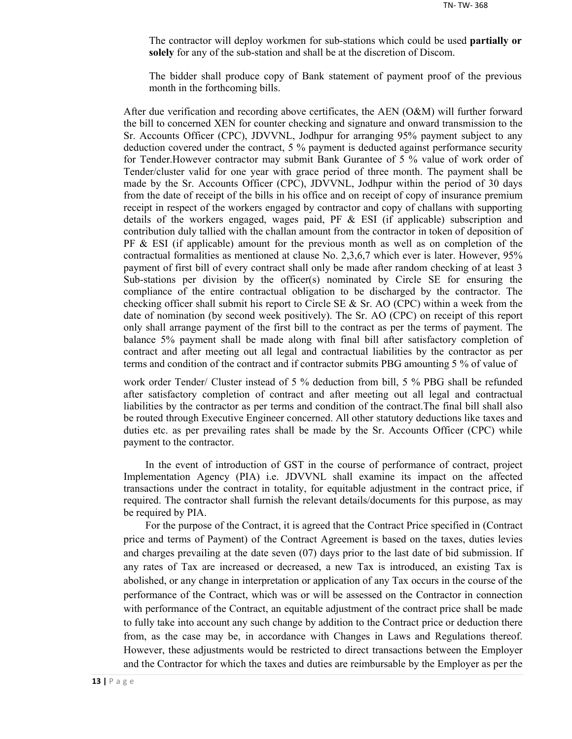The contractor will deploy workmen for sub-stations which could be used **partially or solely** for any of the sub-station and shall be at the discretion of Discom.

The bidder shall produce copy of Bank statement of payment proof of the previous month in the forthcoming bills.

After due verification and recording above certificates, the AEN (O&M) will further forward the bill to concerned XEN for counter checking and signature and onward transmission to the Sr. Accounts Officer (CPC), JDVVNL, Jodhpur for arranging 95% payment subject to any deduction covered under the contract, 5 % payment is deducted against performance security for Tender.However contractor may submit Bank Gurantee of 5 % value of work order of Tender/cluster valid for one year with grace period of three month. The payment shall be made by the Sr. Accounts Officer (CPC), JDVVNL, Jodhpur within the period of 30 days from the date of receipt of the bills in his office and on receipt of copy of insurance premium receipt in respect of the workers engaged by contractor and copy of challans with supporting details of the workers engaged, wages paid, PF & ESI (if applicable) subscription and contribution duly tallied with the challan amount from the contractor in token of deposition of PF & ESI (if applicable) amount for the previous month as well as on completion of the contractual formalities as mentioned at clause No. 2,3,6,7 which ever is later. However, 95% payment of first bill of every contract shall only be made after random checking of at least 3 Sub-stations per division by the officer(s) nominated by Circle SE for ensuring the compliance of the entire contractual obligation to be discharged by the contractor. The checking officer shall submit his report to Circle SE & Sr. AO (CPC) within a week from the date of nomination (by second week positively). The Sr. AO (CPC) on receipt of this report only shall arrange payment of the first bill to the contract as per the terms of payment. The balance 5% payment shall be made along with final bill after satisfactory completion of contract and after meeting out all legal and contractual liabilities by the contractor as per terms and condition of the contract and if contractor submits PBG amounting 5 % of value of work order Tender/ Cluster instead of 5 % deduction from bill, 5 % PBG shall be refunded after satisfactory completion of contract and after meeting out all legal and contractual liabilities by the contractor as per terms and condition of the contract.The final bill shall also be routed through Executive Engineer concerned. All other statutory deductions like taxes and duties etc. as per prevailing rates shall be made by the Sr. Accounts Officer (CPC) while payment to the contractor.

In the event of introduction of GST in the course of performance of contract, project Implementation Agency (PIA) i.e. JDVVNL shall examine its impact on the affected transactions under the contract in totality, for equitable adjustment in the contract price, if required. The contractor shall furnish the relevant details/documents for this purpose, as may be required by PIA.

For the purpose of the Contract, it is agreed that the Contract Price specified in (Contract price and terms of Payment) of the Contract Agreement is based on the taxes, duties levies and charges prevailing at the date seven (07) days prior to the last date of bid submission. If any rates of Tax are increased or decreased, a new Tax is introduced, an existing Tax is abolished, or any change in interpretation or application of any Tax occurs in the course of the performance of the Contract, which was or will be assessed on the Contractor in connection with performance of the Contract, an equitable adjustment of the contract price shall be made to fully take into account any such change by addition to the Contract price or deduction there from, as the case may be, in accordance with Changes in Laws and Regulations thereof. However, these adjustments would be restricted to direct transactions between the Employer and the Contractor for which the taxes and duties are reimbursable by the Employer as per the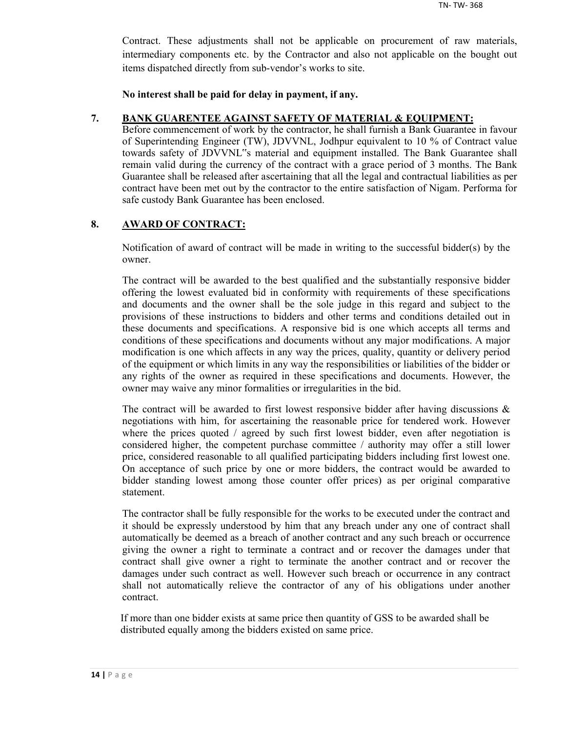Contract. These adjustments shall not be applicable on procurement of raw materials, intermediary components etc. by the Contractor and also not applicable on the bought out items dispatched directly from sub-vendor's works to site.

**No interest shall be paid for delay in payment, if any.**

## 7. BANK GUARENTEE AGAINST SAFETY OF MATERIAL & EQUIPMENT:

Before commencement of work by the contractor, he shall furnish a Bank Guarantee in favour of Superintending Engineer (TW), JDVVNL, Jodhpur equivalent to 10 % of Contract value towards safety of JDVVNL"s material and equipment installed. The Bank Guarantee shall remain valid during the currency of the contract with a grace period of 3 months. The Bank Guarantee shall be released after ascertaining that all the legal and contractual liabilities as per contract have been met out by the contractor to the entire satisfaction of Nigam. Performa for safe custody Bank Guarantee has been enclosed.

## 8. AWARD OF CONTRACT:

Notification of award of contract will be made in writing to the successful bidder(s) by the owner.

The contract will be awarded to the best qualified and the substantially responsive bidder offering the lowest evaluated bid in conformity with requirements of these specifications and documents and the owner shall be the sole judge in this regard and subject to the provisions of these instructions to bidders and other terms and conditions detailed out in these documents and specifications. A responsive bid is one which accepts all terms and conditions of these specifications and documents without any major modifications. A major modification is one which affects in any way the prices, quality, quantity or delivery period of the equipment or which limits in any way the responsibilities or liabilities of the bidder or any rights of the owner as required in these specifications and documents. However, the owner may waive any minor formalities or irregularities in the bid.

The contract will be awarded to first lowest responsive bidder after having discussions & negotiations with him, for ascertaining the reasonable price for tendered work. However where the prices quoted / agreed by such first lowest bidder, even after negotiation is considered higher, the competent purchase committee / authority may offer a still lower price, considered reasonable to all qualified participating bidders including first lowest one. On acceptance of such price by one or more bidders, the contract would be awarded to bidder standing lowest among those counter offer prices) as per original comparative statement.

The contractor shall be fully responsible for the works to be executed under the contract and it should be expressly understood by him that any breach under any one of contract shall automatically be deemed as a breach of another contract and any such breach or occurrence giving the owner a right to terminate a contract and or recover the damages under that contract shall give owner a right to terminate the another contract and or recover the damages under such contract as well. However such breach or occurrence in any contract shall not automatically relieve the contractor of any of his obligations under another contract.

If more than one bidder exists at same price then quantity of GSS to be awarded shall be distributed equally among the bidders existed on same price.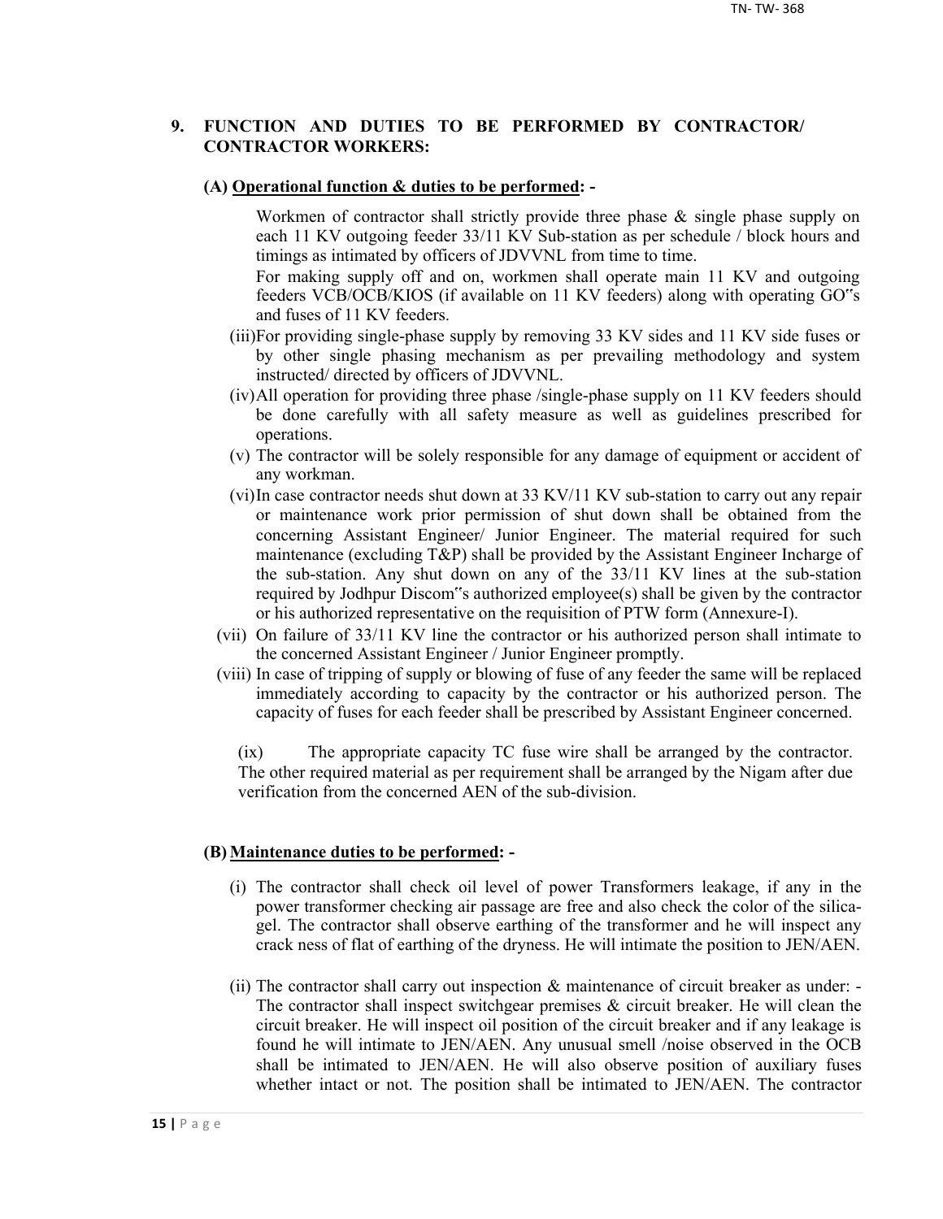## 9. FUNCTION AND DUTIES TO BE PERFORMED BY CONTRACTOR/ CONTRACTOR WORKERS:

### (A) Operational function & duties to be performed: -

Workmen of contractor shall strictly provide three phase & single phase supply on each 11 KV outgoing feeder 33/11 KV Sub-station as per schedule / block hours and timings as intimated by officers of JDVVNL from time to time.

For making supply off and on, workmen shall operate main 11 KV and outgoing feeders VCB/OCB/KIOS (if available on 11 KV feeders) along with operating GO"s and fuses of 11 KV feeders.

(iii) For providing single-phase supply by removing 33 KV sides and 11 KV side fuses or by other single phasing mechanism as per prevailing methodology and system instructed/ directed by officers of JDVVNL.

(iv) All operation for providing three phase /single-phase supply on 11 KV feeders should be done carefully with all safety measure as well as guidelines prescribed for operations.

(v) The contractor will be solely responsible for any damage of equipment or accident of any workman.

(vi) In case contractor needs shut down at 33 KV/11 KV sub-station to carry out any repair or maintenance work prior permission of shut down shall be obtained from the concerning Assistant Engineer/ Junior Engineer. The material required for such maintenance (excluding T&P) shall be provided by the Assistant Engineer Incharge of the sub-station. Any shut down on any of the 33/11 KV lines at the sub-station required by Jodhpur Discom"s authorized employee(s) shall be given by the contractor or his authorized representative on the requisition of PTW form (Annexure-I).

(vii) On failure of 33/11 KV line the contractor or his authorized person shall intimate to the concerned Assistant Engineer / Junior Engineer promptly.

(viii) In case of tripping of supply or blowing of fuse of any feeder the same will be replaced immediately according to capacity by the contractor or his authorized person. The capacity of fuses for each feeder shall be prescribed by Assistant Engineer concerned.

(ix) The appropriate capacity TC fuse wire shall be arranged by the contractor. The other required material as per requirement shall be arranged by the Nigam after due verification from the concerned AEN of the sub-division.

### (B) Maintenance duties to be performed: -

(i) The contractor shall check oil level of power Transformers leakage, if any in the power transformer checking air passage are free and also check the color of the silica-gel. The contractor shall observe earthing of the transformer and he will inspect any crack ness of flat of earthing of the dryness. He will intimate the position to JEN/AEN.

(ii) The contractor shall carry out inspection & maintenance of circuit breaker as under: - The contractor shall inspect switchgear premises & circuit breaker. He will clean the circuit breaker. He will inspect oil position of the circuit breaker and if any leakage is found he will intimate to JEN/AEN. Any unusual smell /noise observed in the OCB shall be intimated to JEN/AEN. He will also observe position of auxiliary fuses whether intact or not. The position shall be intimated to JEN/AEN. The contractor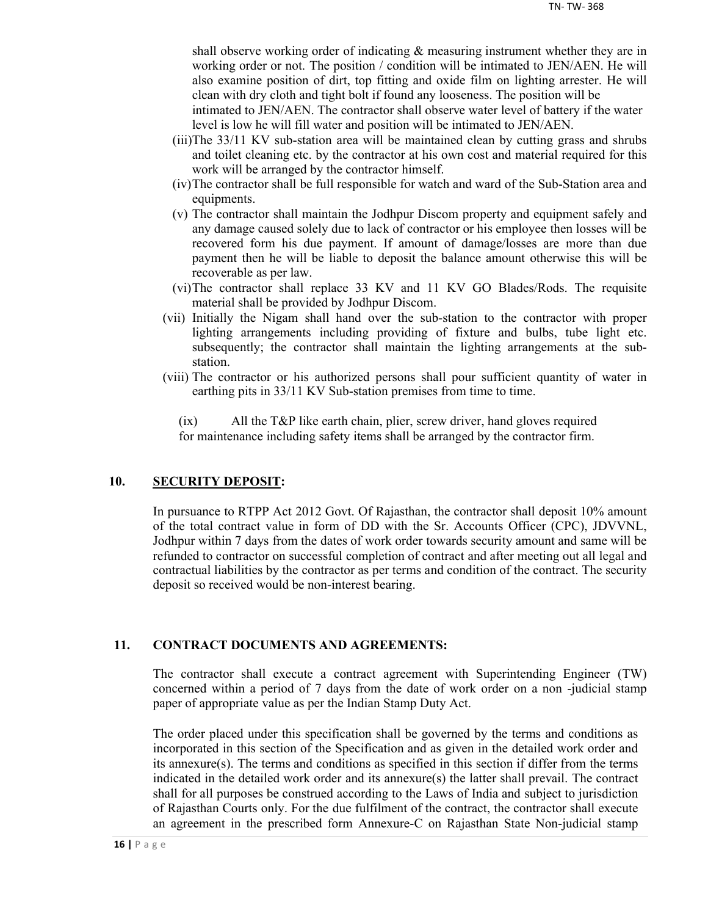shall observe working order of indicating & measuring instrument whether they are in working order or not. The position / condition will be intimated to JEN/AEN. He will also examine position of dirt, top fitting and oxide film on lighting arrester. He will clean with dry cloth and tight bolt if found any looseness. The position will be intimated to JEN/AEN. The contractor shall observe water level of battery if the water level is low he will fill water and position will be intimated to JEN/AEN.

(iii) The 33/11 KV sub-station area will be maintained clean by cutting grass and shrubs and toilet cleaning etc. by the contractor at his own cost and material required for this work will be arranged by the contractor himself.

(iv) The contractor shall be full responsible for watch and ward of the Sub-Station area and equipments.

(v) The contractor shall maintain the Jodhpur Discom property and equipment safely and any damage caused solely due to lack of contractor or his employee then losses will be recovered form his due payment. If amount of damage/losses are more than due payment then he will be liable to deposit the balance amount otherwise this will be recoverable as per law.

(vi) The contractor shall replace 33 KV and 11 KV GO Blades/Rods. The requisite material shall be provided by Jodhpur Discom.

(vii) Initially the Nigam shall hand over the sub-station to the contractor with proper lighting arrangements including providing of fixture and bulbs, tube light etc. subsequently; the contractor shall maintain the lighting arrangements at the sub-station.

(viii) The contractor or his authorized persons shall pour sufficient quantity of water in earthing pits in 33/11 KV Sub-station premises from time to time.

(ix) All the T&P like earth chain, plier, screw driver, hand gloves required for maintenance including safety items shall be arranged by the contractor firm.

## 10. SECURITY DEPOSIT:

In pursuance to RTPP Act 2012 Govt. Of Rajasthan, the contractor shall deposit 10% amount of the total contract value in form of DD with the Sr. Accounts Officer (CPC), JDVVNL, Jodhpur within 7 days from the dates of work order towards security amount and same will be refunded to contractor on successful completion of contract and after meeting out all legal and contractual liabilities by the contractor as per terms and condition of the contract. The security deposit so received would be non-interest bearing.

## 11. CONTRACT DOCUMENTS AND AGREEMENTS:

The contractor shall execute a contract agreement with Superintending Engineer (TW) concerned within a period of 7 days from the date of work order on a non -judicial stamp paper of appropriate value as per the Indian Stamp Duty Act.

The order placed under this specification shall be governed by the terms and conditions as incorporated in this section of the Specification and as given in the detailed work order and its annexure(s). The terms and conditions as specified in this section if differ from the terms indicated in the detailed work order and its annexure(s) the latter shall prevail. The contract shall for all purposes be construed according to the Laws of India and subject to jurisdiction of Rajasthan Courts only. For the due fulfilment of the contract, the contractor shall execute an agreement in the prescribed form Annexure-C on Rajasthan State Non-judicial stamp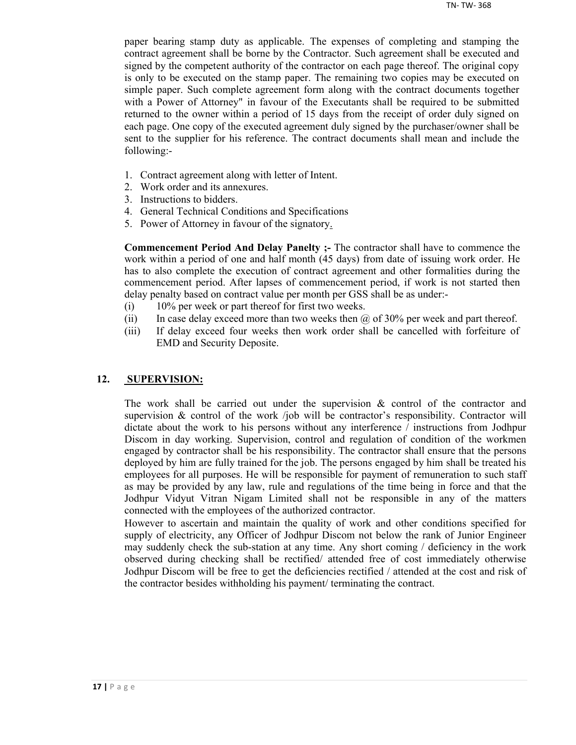paper bearing stamp duty as applicable. The expenses of completing and stamping the contract agreement shall be borne by the Contractor. Such agreement shall be executed and signed by the competent authority of the contractor on each page thereof. The original copy is only to be executed on the stamp paper. The remaining two copies may be executed on simple paper. Such complete agreement form along with the contract documents together with a Power of Attorney" in favour of the Executants shall be required to be submitted returned to the owner within a period of 15 days from the receipt of order duly signed on each page. One copy of the executed agreement duly signed by the purchaser/owner shall be sent to the supplier for his reference. The contract documents shall mean and include the following:-

1. Contract agreement along with letter of Intent.
2. Work order and its annexures.
3. Instructions to bidders.
4. General Technical Conditions and Specifications
5. Power of Attorney in favour of the signatory.

**Commencement Period And Delay Panelty ;-** The contractor shall have to commence the work within a period of one and half month (45 days) from date of issuing work order. He has to also complete the execution of contract agreement and other formalities during the commencement period. After lapses of commencement period, if work is not started then delay penalty based on contract value per month per GSS shall be as under:-

(i) 10% per week or part thereof for first two weeks.

(ii) In case delay exceed more than two weeks then @ of 30% per week and part thereof.

(iii) If delay exceed four weeks then work order shall be cancelled with forfeiture of EMD and Security Deposite.

## 12. SUPERVISION:

The work shall be carried out under the supervision & control of the contractor and supervision & control of the work /job will be contractor's responsibility. Contractor will dictate about the work to his persons without any interference / instructions from Jodhpur Discom in day working. Supervision, control and regulation of condition of the workmen engaged by contractor shall be his responsibility. The contractor shall ensure that the persons deployed by him are fully trained for the job. The persons engaged by him shall be treated his employees for all purposes. He will be responsible for payment of remuneration to such staff as may be provided by any law, rule and regulations of the time being in force and that the Jodhpur Vidyut Vitran Nigam Limited shall not be responsible in any of the matters connected with the employees of the authorized contractor.

However to ascertain and maintain the quality of work and other conditions specified for supply of electricity, any Officer of Jodhpur Discom not below the rank of Junior Engineer may suddenly check the sub-station at any time. Any short coming / deficiency in the work observed during checking shall be rectified/ attended free of cost immediately otherwise Jodhpur Discom will be free to get the deficiencies rectified / attended at the cost and risk of the contractor besides withholding his payment/ terminating the contract.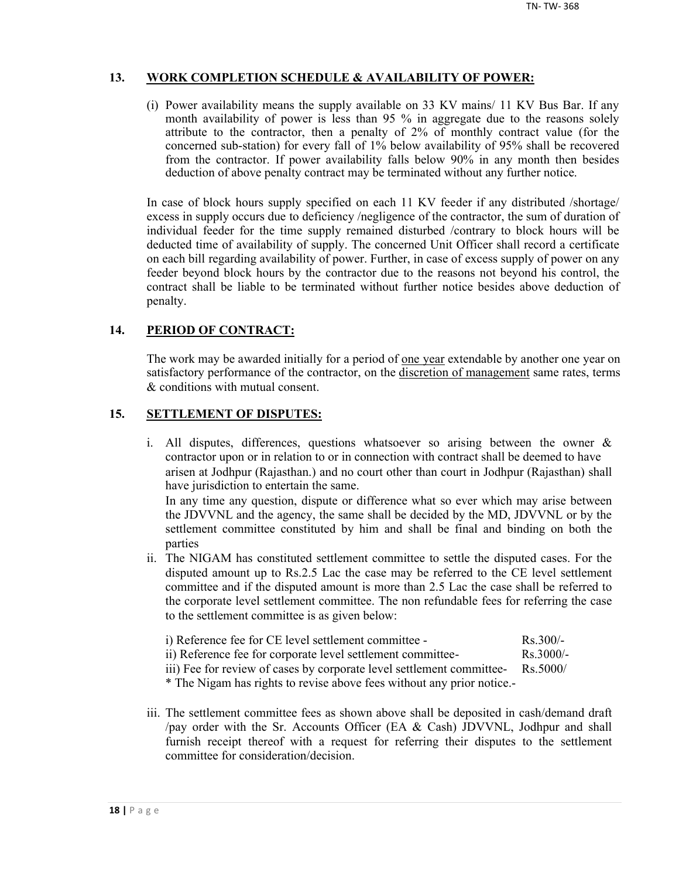## 13. <u>WORK COMPLETION SCHEDULE & AVAILABILITY OF POWER:</u>

(i) Power availability means the supply available on 33 KV mains/ 11 KV Bus Bar. If any month availability of power is less than 95 % in aggregate due to the reasons solely attribute to the contractor, then a penalty of 2% of monthly contract value (for the concerned sub-station) for every fall of 1% below availability of 95% shall be recovered from the contractor. If power availability falls below 90% in any month then besides deduction of above penalty contract may be terminated without any further notice.

In case of block hours supply specified on each 11 KV feeder if any distributed /shortage/ excess in supply occurs due to deficiency /negligence of the contractor, the sum of duration of individual feeder for the time supply remained disturbed /contrary to block hours will be deducted time of availability of supply. The concerned Unit Officer shall record a certificate on each bill regarding availability of power. Further, in case of excess supply of power on any feeder beyond block hours by the contractor due to the reasons not beyond his control, the contract shall be liable to be terminated without further notice besides above deduction of penalty.

## 14. <u>PERIOD OF CONTRACT:</u>

The work may be awarded initially for a period of <u>one year</u> extendable by another one year on satisfactory performance of the contractor, on the <u>discretion of management</u> same rates, terms & conditions with mutual consent.

## 15. <u>SETTLEMENT OF DISPUTES:</u>

i. All disputes, differences, questions whatsoever so arising between the owner & contractor upon or in relation to or in connection with contract shall be deemed to have arisen at Jodhpur (Rajasthan.) and no court other than court in Jodhpur (Rajasthan) shall have jurisdiction to entertain the same.
   In any time any question, dispute or difference what so ever which may arise between the JDVVNL and the agency, the same shall be decided by the MD, JDVVNL or by the settlement committee constituted by him and shall be final and binding on both the parties

ii. The NIGAM has constituted settlement committee to settle the disputed cases. For the disputed amount up to Rs.2.5 Lac the case may be referred to the CE level settlement committee and if the disputed amount is more than 2.5 Lac the case shall be referred to the corporate level settlement committee. The non refundable fees for referring the case to the settlement committee is as given below:

   i) Reference fee for CE level settlement committee - Rs.300/-
   ii) Reference fee for corporate level settlement committee- Rs.3000/-
   iii) Fee for review of cases by corporate level settlement committee- Rs.5000/
   * The Nigam has rights to revise above fees without any prior notice.-

iii. The settlement committee fees as shown above shall be deposited in cash/demand draft /pay order with the Sr. Accounts Officer (EA & Cash) JDVVNL, Jodhpur and shall furnish receipt thereof with a request for referring their disputes to the settlement committee for consideration/decision.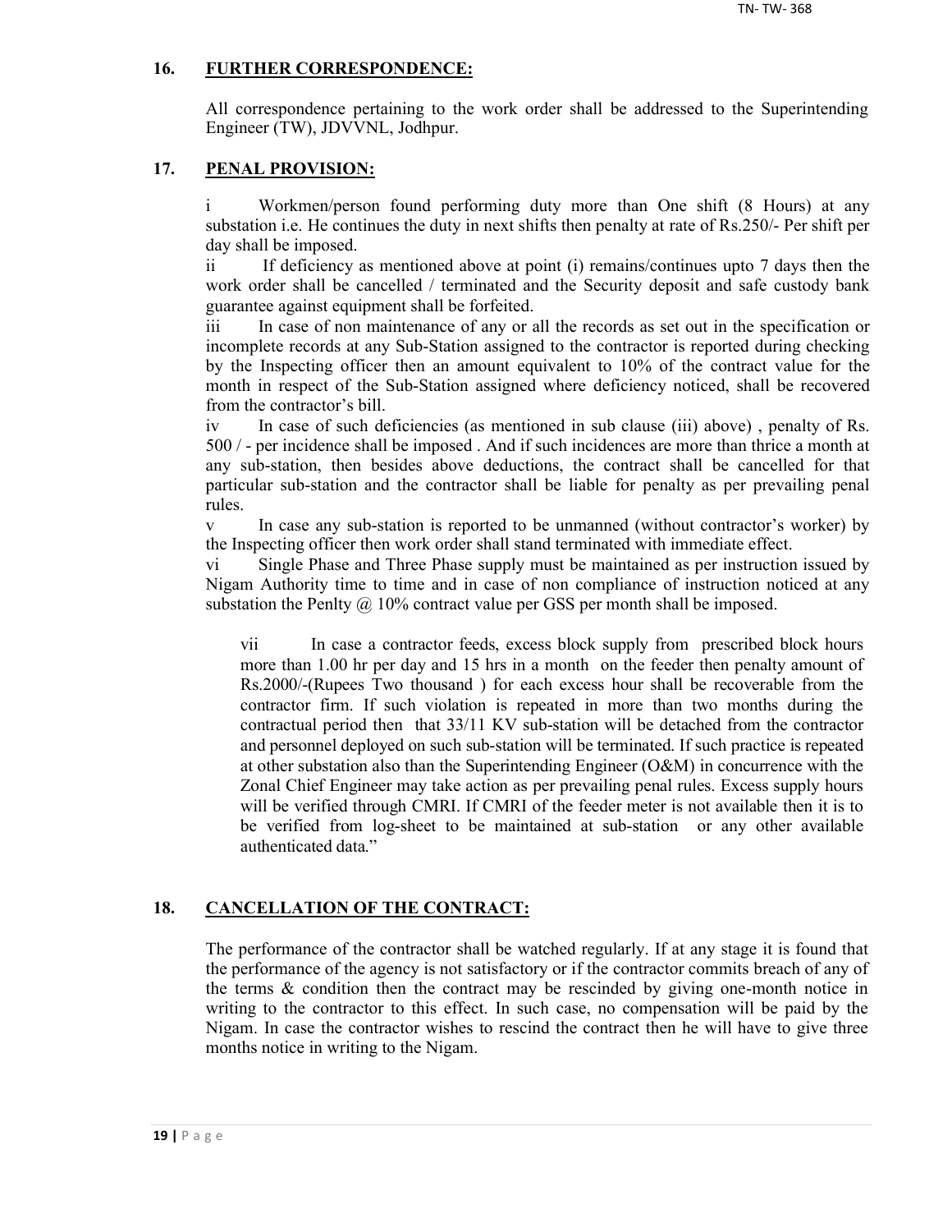## 16. FURTHER CORRESPONDENCE:

All correspondence pertaining to the work order shall be addressed to the Superintending Engineer (TW), JDVVNL, Jodhpur.

## 17. PENAL PROVISION:

i Workmen/person found performing duty more than One shift (8 Hours) at any substation i.e. He continues the duty in next shifts then penalty at rate of Rs.250/- Per shift per day shall be imposed.

ii If deficiency as mentioned above at point (i) remains/continues upto 7 days then the work order shall be cancelled / terminated and the Security deposit and safe custody bank guarantee against equipment shall be forfeited.

iii In case of non maintenance of any or all the records as set out in the specification or incomplete records at any Sub-Station assigned to the contractor is reported during checking by the Inspecting officer then an amount equivalent to 10% of the contract value for the month in respect of the Sub-Station assigned where deficiency noticed, shall be recovered from the contractor's bill.

iv In case of such deficiencies (as mentioned in sub clause (iii) above) , penalty of Rs. 500 / - per incidence shall be imposed . And if such incidences are more than thrice a month at any sub-station, then besides above deductions, the contract shall be cancelled for that particular sub-station and the contractor shall be liable for penalty as per prevailing penal rules.

v In case any sub-station is reported to be unmanned (without contractor's worker) by the Inspecting officer then work order shall stand terminated with immediate effect.

vi Single Phase and Three Phase supply must be maintained as per instruction issued by Nigam Authority time to time and in case of non compliance of instruction noticed at any substation the Penlty @ 10% contract value per GSS per month shall be imposed.

vii In case a contractor feeds, excess block supply from prescribed block hours more than 1.00 hr per day and 15 hrs in a month on the feeder then penalty amount of Rs.2000/-(Rupees Two thousand ) for each excess hour shall be recoverable from the contractor firm. If such violation is repeated in more than two months during the contractual period then that 33/11 KV sub-station will be detached from the contractor and personnel deployed on such sub-station will be terminated. If such practice is repeated at other substation also than the Superintending Engineer (O&M) in concurrence with the Zonal Chief Engineer may take action as per prevailing penal rules. Excess supply hours will be verified through CMRI. If CMRI of the feeder meter is not available then it is to be verified from log-sheet to be maintained at sub-station or any other available authenticated data."

## 18. CANCELLATION OF THE CONTRACT:

The performance of the contractor shall be watched regularly. If at any stage it is found that the performance of the agency is not satisfactory or if the contractor commits breach of any of the terms & condition then the contract may be rescinded by giving one-month notice in writing to the contractor to this effect. In such case, no compensation will be paid by the Nigam. In case the contractor wishes to rescind the contract then he will have to give three months notice in writing to the Nigam.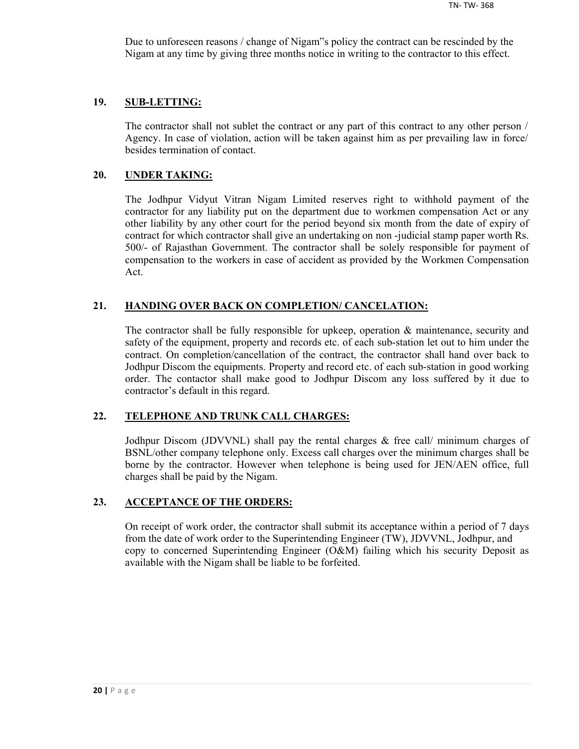Due to unforeseen reasons / change of Nigam‟s policy the contract can be rescinded by the Nigam at any time by giving three months notice in writing to the contractor to this effect.

**19. SUB-LETTING:**

The contractor shall not sublet the contract or any part of this contract to any other person / Agency. In case of violation, action will be taken against him as per prevailing law in force/ besides termination of contact.

**20. UNDER TAKING:**

The Jodhpur Vidyut Vitran Nigam Limited reserves right to withhold payment of the contractor for any liability put on the department due to workmen compensation Act or any other liability by any other court for the period beyond six month from the date of expiry of contract for which contractor shall give an undertaking on non -judicial stamp paper worth Rs. 500/- of Rajasthan Government. The contractor shall be solely responsible for payment of compensation to the workers in case of accident as provided by the Workmen Compensation Act.

**21. HANDING OVER BACK ON COMPLETION/ CANCELATION:**

The contractor shall be fully responsible for upkeep, operation & maintenance, security and safety of the equipment, property and records etc. of each sub-station let out to him under the contract. On completion/cancellation of the contract, the contractor shall hand over back to Jodhpur Discom the equipments. Property and record etc. of each sub-station in good working order. The contactor shall make good to Jodhpur Discom any loss suffered by it due to contractor's default in this regard.

**22. TELEPHONE AND TRUNK CALL CHARGES:**

Jodhpur Discom (JDVVNL) shall pay the rental charges & free call/ minimum charges of BSNL/other company telephone only. Excess call charges over the minimum charges shall be borne by the contractor. However when telephone is being used for JEN/AEN office, full charges shall be paid by the Nigam.

**23. ACCEPTANCE OF THE ORDERS:**

On receipt of work order, the contractor shall submit its acceptance within a period of 7 days from the date of work order to the Superintending Engineer (TW), JDVVNL, Jodhpur, and copy to concerned Superintending Engineer (O&M) failing which his security Deposit as available with the Nigam shall be liable to be forfeited.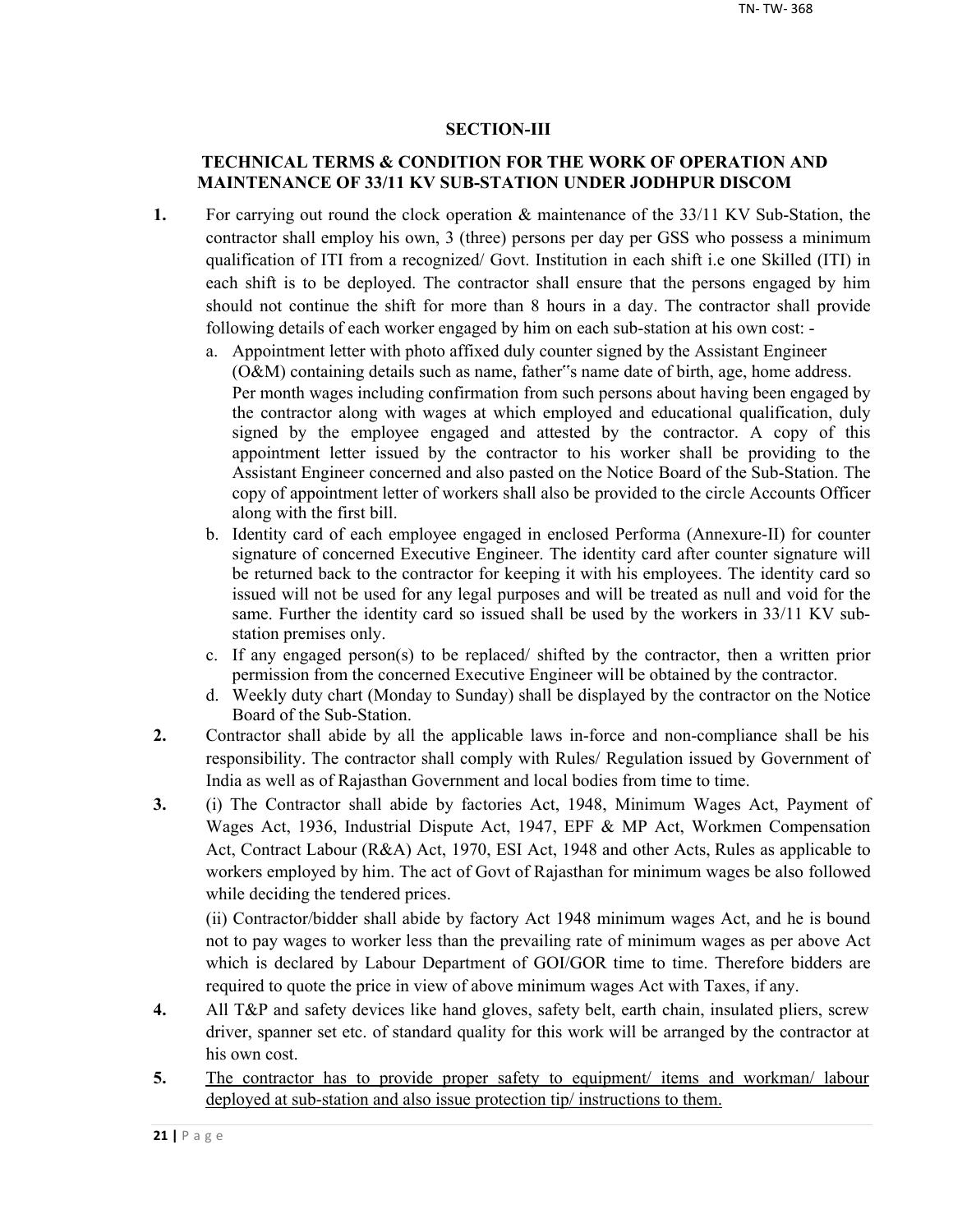## SECTION-III

### TECHNICAL TERMS & CONDITION FOR THE WORK OF OPERATION AND MAINTENANCE OF 33/11 KV SUB-STATION UNDER JODHPUR DISCOM

**1.** For carrying out round the clock operation & maintenance of the 33/11 KV Sub-Station, the contractor shall employ his own, 3 (three) persons per day per GSS who possess a minimum qualification of ITI from a recognized/ Govt. Institution in each shift i.e one Skilled (ITI) in each shift is to be deployed. The contractor shall ensure that the persons engaged by him should not continue the shift for more than 8 hours in a day. The contractor shall provide following details of each worker engaged by him on each sub-station at his own cost: -

a. Appointment letter with photo affixed duly counter signed by the Assistant Engineer (O&M) containing details such as name, father"s name date of birth, age, home address. Per month wages including confirmation from such persons about having been engaged by the contractor along with wages at which employed and educational qualification, duly signed by the employee engaged and attested by the contractor. A copy of this appointment letter issued by the contractor to his worker shall be providing to the Assistant Engineer concerned and also pasted on the Notice Board of the Sub-Station. The copy of appointment letter of workers shall also be provided to the circle Accounts Officer along with the first bill.

b. Identity card of each employee engaged in enclosed Performa (Annexure-II) for counter signature of concerned Executive Engineer. The identity card after counter signature will be returned back to the contractor for keeping it with his employees. The identity card so issued will not be used for any legal purposes and will be treated as null and void for the same. Further the identity card so issued shall be used by the workers in 33/11 KV sub-station premises only.

c. If any engaged person(s) to be replaced/ shifted by the contractor, then a written prior permission from the concerned Executive Engineer will be obtained by the contractor.

d. Weekly duty chart (Monday to Sunday) shall be displayed by the contractor on the Notice Board of the Sub-Station.

**2.** Contractor shall abide by all the applicable laws in-force and non-compliance shall be his responsibility. The contractor shall comply with Rules/ Regulation issued by Government of India as well as of Rajasthan Government and local bodies from time to time.

**3.** (i) The Contractor shall abide by factories Act, 1948, Minimum Wages Act, Payment of Wages Act, 1936, Industrial Dispute Act, 1947, EPF & MP Act, Workmen Compensation Act, Contract Labour (R&A) Act, 1970, ESI Act, 1948 and other Acts, Rules as applicable to workers employed by him. The act of Govt of Rajasthan for minimum wages be also followed while deciding the tendered prices.

(ii) Contractor/bidder shall abide by factory Act 1948 minimum wages Act, and he is bound not to pay wages to worker less than the prevailing rate of minimum wages as per above Act which is declared by Labour Department of GOI/GOR time to time. Therefore bidders are required to quote the price in view of above minimum wages Act with Taxes, if any.

**4.** All T&P and safety devices like hand gloves, safety belt, earth chain, insulated pliers, screw driver, spanner set etc. of standard quality for this work will be arranged by the contractor at his own cost.

**5.** <u>The contractor has to provide proper safety to equipment/ items and workman/ labour deployed at sub-station and also issue protection tip/ instructions to them.</u>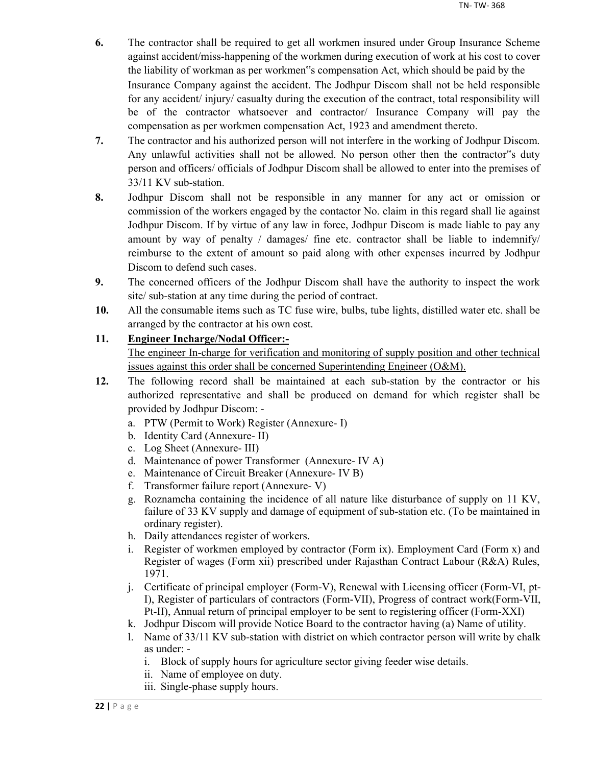6. The contractor shall be required to get all workmen insured under Group Insurance Scheme against accident/miss-happening of the workmen during execution of work at his cost to cover the liability of workman as per workmen‟s compensation Act, which should be paid by the Insurance Company against the accident. The Jodhpur Discom shall not be held responsible for any accident/ injury/ casualty during the execution of the contract, total responsibility will be of the contractor whatsoever and contractor/ Insurance Company will pay the compensation as per workmen compensation Act, 1923 and amendment thereto.
7. The contractor and his authorized person will not interfere in the working of Jodhpur Discom. Any unlawful activities shall not be allowed. No person other then the contractor‟s duty person and officers/ officials of Jodhpur Discom shall be allowed to enter into the premises of 33/11 KV sub-station.
8. Jodhpur Discom shall not be responsible in any manner for any act or omission or commission of the workers engaged by the contactor No. claim in this regard shall lie against Jodhpur Discom. If by virtue of any law in force, Jodhpur Discom is made liable to pay any amount by way of penalty / damages/ fine etc. contractor shall be liable to indemnify/ reimburse to the extent of amount so paid along with other expenses incurred by Jodhpur Discom to defend such cases.
9. The concerned officers of the Jodhpur Discom shall have the authority to inspect the work site/ sub-station at any time during the period of contract.
10. All the consumable items such as TC fuse wire, bulbs, tube lights, distilled water etc. shall be arranged by the contractor at his own cost.
11. **<u>Engineer Incharge/Nodal Officer:-</u>**
    <u>The engineer In-charge for verification and monitoring of supply position and other technical issues against this order shall be concerned Superintending Engineer (O&M).</u>
12. The following record shall be maintained at each sub-station by the contractor or his authorized representative and shall be produced on demand for which register shall be provided by Jodhpur Discom: -
    a. PTW (Permit to Work) Register (Annexure- I)
    b. Identity Card (Annexure- II)
    c. Log Sheet (Annexure- III)
    d. Maintenance of power Transformer (Annexure- IV A)
    e. Maintenance of Circuit Breaker (Annexure- IV B)
    f. Transformer failure report (Annexure- V)
    g. Roznamcha containing the incidence of all nature like disturbance of supply on 11 KV, failure of 33 KV supply and damage of equipment of sub-station etc. (To be maintained in ordinary register).
    h. Daily attendances register of workers.
    i. Register of workmen employed by contractor (Form ix). Employment Card (Form x) and Register of wages (Form xii) prescribed under Rajasthan Contract Labour (R&A) Rules, 1971.
    j. Certificate of principal employer (Form-V), Renewal with Licensing officer (Form-VI, pt-I), Register of particulars of contractors (Form-VII), Progress of contract work(Form-VII, Pt-II), Annual return of principal employer to be sent to registering officer (Form-XXI)
    k. Jodhpur Discom will provide Notice Board to the contractor having (a) Name of utility.
    l. Name of 33/11 KV sub-station with district on which contractor person will write by chalk as under: -
       i. Block of supply hours for agriculture sector giving feeder wise details.
       ii. Name of employee on duty.
       iii. Single-phase supply hours.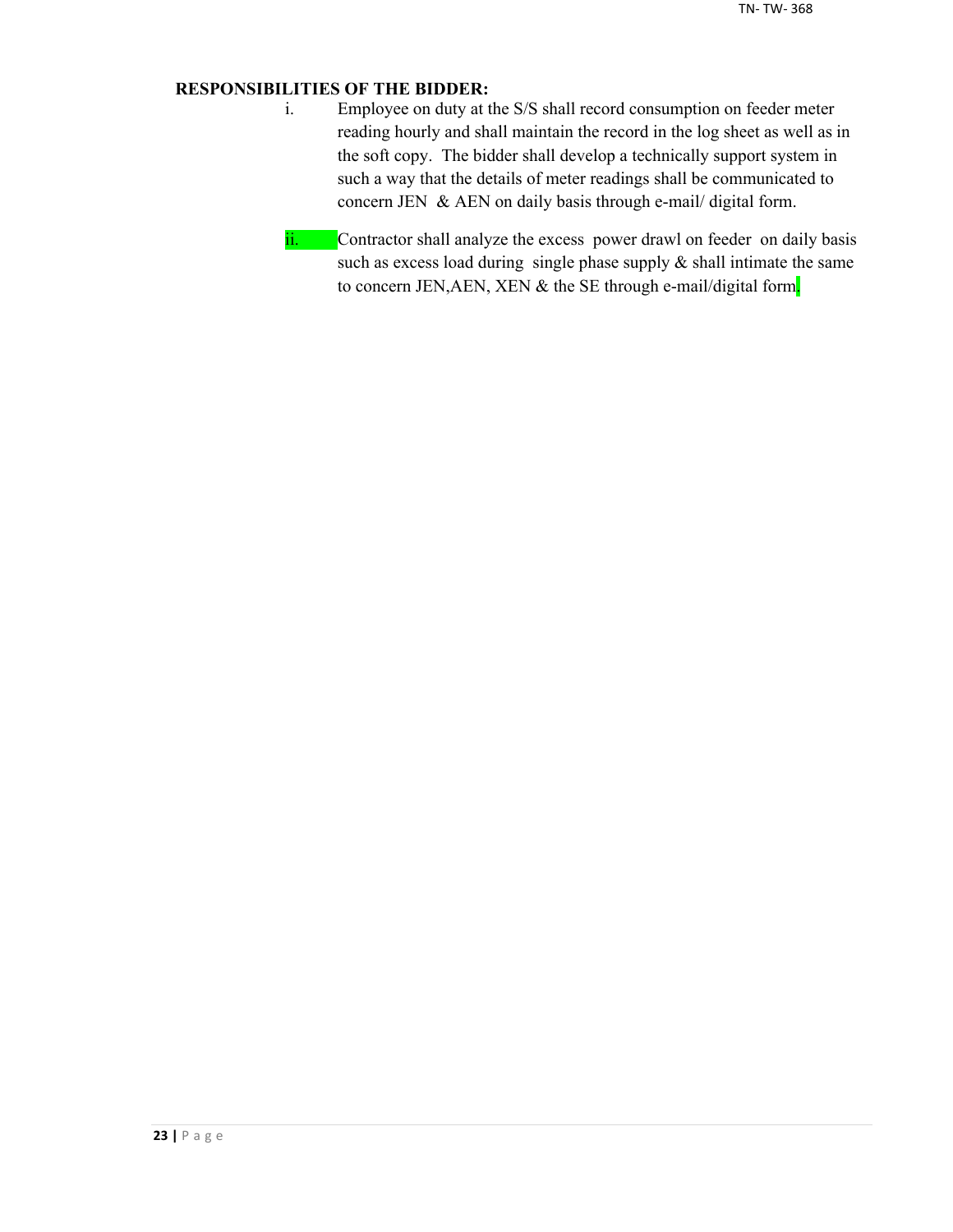**RESPONSIBILITIES OF THE BIDDER:**

i. Employee on duty at the S/S shall record consumption on feeder meter reading hourly and shall maintain the record in the log sheet as well as in the soft copy. The bidder shall develop a technically support system in such a way that the details of meter readings shall be communicated to concern JEN & AEN on daily basis through e-mail/ digital form.

ii. Contractor shall analyze the excess power drawl on feeder on daily basis such as excess load during single phase supply & shall intimate the same to concern JEN,AEN, XEN & the SE through e-mail/digital form.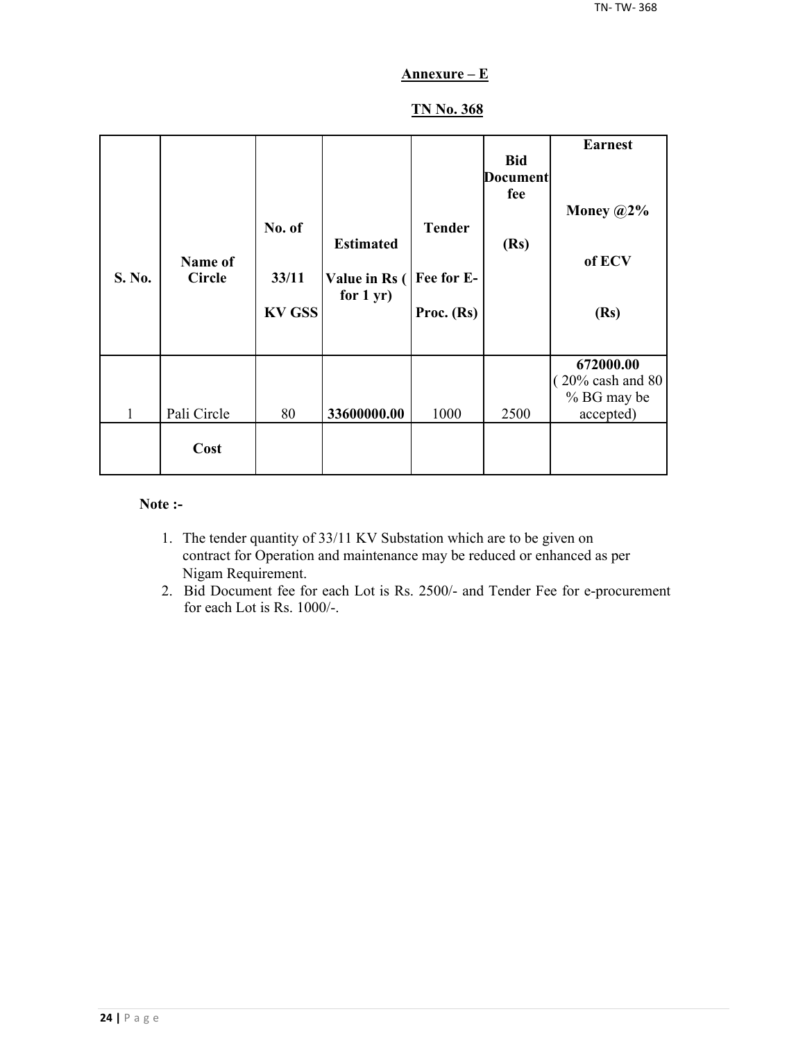## Annexure – E

## TN No. 368

| S. No. | Name of Circle | No. of 33/11 KV GSS | Estimated Value in Rs ( for 1 yr) | Tender Fee for E-Proc. (Rs) | Bid Document fee (Rs) | Earnest Money @2% of ECV (Rs) |
|---|---|---|---|---|---|---|
| 1 | Pali Circle | 80 | **33600000.00** | 1000 | 2500 | **672000.00** ( 20% cash and 80 % BG may be accepted) |
| | **Cost** | | | | | |

**Note :-**

1. The tender quantity of 33/11 KV Substation which are to be given on contract for Operation and maintenance may be reduced or enhanced as per Nigam Requirement.
2. Bid Document fee for each Lot is Rs. 2500/- and Tender Fee for e-procurement for each Lot is Rs. 1000/-.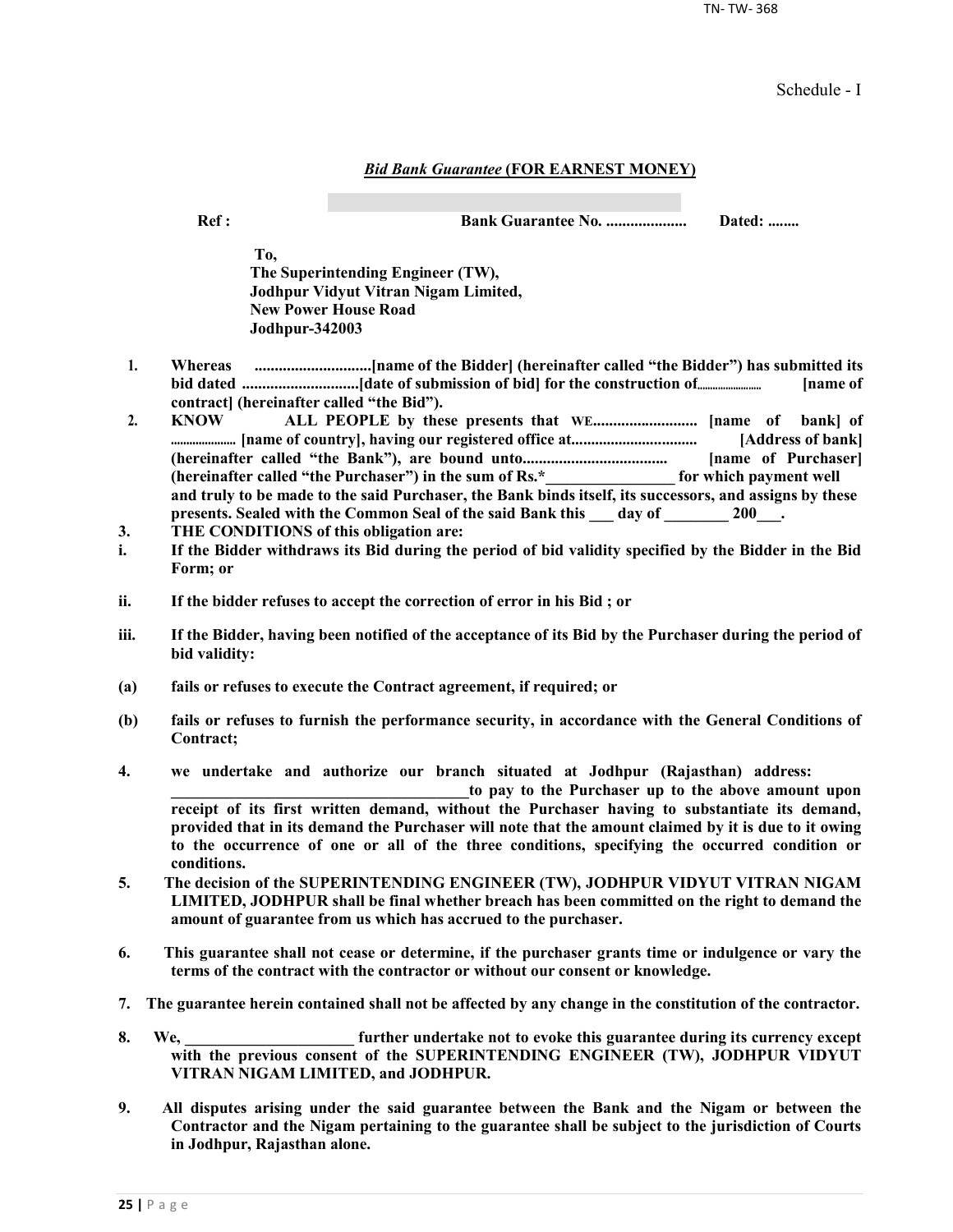Schedule - I

## ***Bid Bank Guarantee* (FOR EARNEST MONEY)**

**Ref : Bank Guarantee No. .................... Dated: ........**

**To,**
**The Superintending Engineer (TW),**
**Jodhpur Vidyut Vitran Nigam Limited,**
**New Power House Road**
**Jodhpur-342003**

1. **Whereas .............................[name of the Bidder] (hereinafter called "the Bidder") has submitted its bid dated .............................[date of submission of bid] for the construction of........................ [name of contract] (hereinafter called "the Bid").**
2. **KNOW ALL PEOPLE by these presents that WE.......................... [name of bank] of ..................... [name of country], having our registered office at................................ [Address of bank] (hereinafter called "the Bank"), are bound unto.................................... [name of Purchaser] (hereinafter called "the Purchaser") in the sum of Rs.*________________ for which payment well and truly to be made to the said Purchaser, the Bank binds itself, its successors, and assigns by these presents. Sealed with the Common Seal of the said Bank this ___ day of ________ 200___.**
3. **THE CONDITIONS of this obligation are:**

**i. If the Bidder withdraws its Bid during the period of bid validity specified by the Bidder in the Bid Form; or**

**ii. If the bidder refuses to accept the correction of error in his Bid ; or**

**iii. If the Bidder, having been notified of the acceptance of its Bid by the Purchaser during the period of bid validity:**

**(a) fails or refuses to execute the Contract agreement, if required; or**

**(b) fails or refuses to furnish the performance security, in accordance with the General Conditions of Contract;**

4. **we undertake and authorize our branch situated at Jodhpur (Rajasthan) address: ______________________________________to pay to the Purchaser up to the above amount upon receipt of its first written demand, without the Purchaser having to substantiate its demand, provided that in its demand the Purchaser will note that the amount claimed by it is due to it owing to the occurrence of one or all of the three conditions, specifying the occurred condition or conditions.**
5. **The decision of the SUPERINTENDING ENGINEER (TW), JODHPUR VIDYUT VITRAN NIGAM LIMITED, JODHPUR shall be final whether breach has been committed on the right to demand the amount of guarantee from us which has accrued to the purchaser.**
6. **This guarantee shall not cease or determine, if the purchaser grants time or indulgence or vary the terms of the contract with the contractor or without our consent or knowledge.**
7. **The guarantee herein contained shall not be affected by any change in the constitution of the contractor.**
8. **We, _____________________ further undertake not to evoke this guarantee during its currency except with the previous consent of the SUPERINTENDING ENGINEER (TW), JODHPUR VIDYUT VITRAN NIGAM LIMITED, and JODHPUR.**
9. **All disputes arising under the said guarantee between the Bank and the Nigam or between the Contractor and the Nigam pertaining to the guarantee shall be subject to the jurisdiction of Courts in Jodhpur, Rajasthan alone.**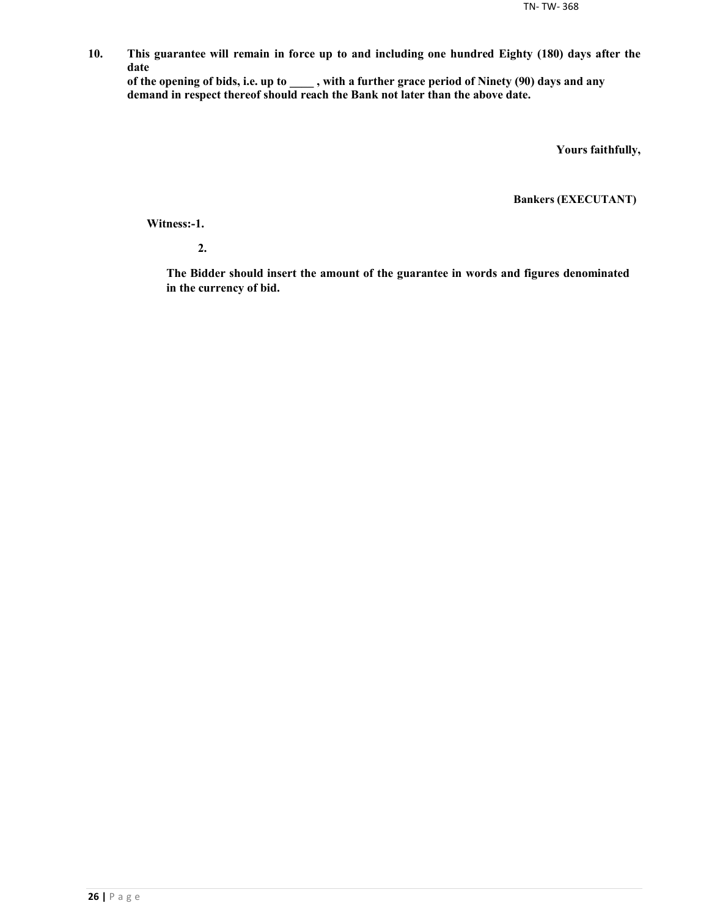**10. This guarantee will remain in force up to and including one hundred Eighty (180) days after the date of the opening of bids, i.e. up to ____ , with a further grace period of Ninety (90) days and any demand in respect thereof should reach the Bank not later than the above date.**

**Yours faithfully,**

**Bankers (EXECUTANT)**

**Witness:-1.**

**2.**

**The Bidder should insert the amount of the guarantee in words and figures denominated in the currency of bid.**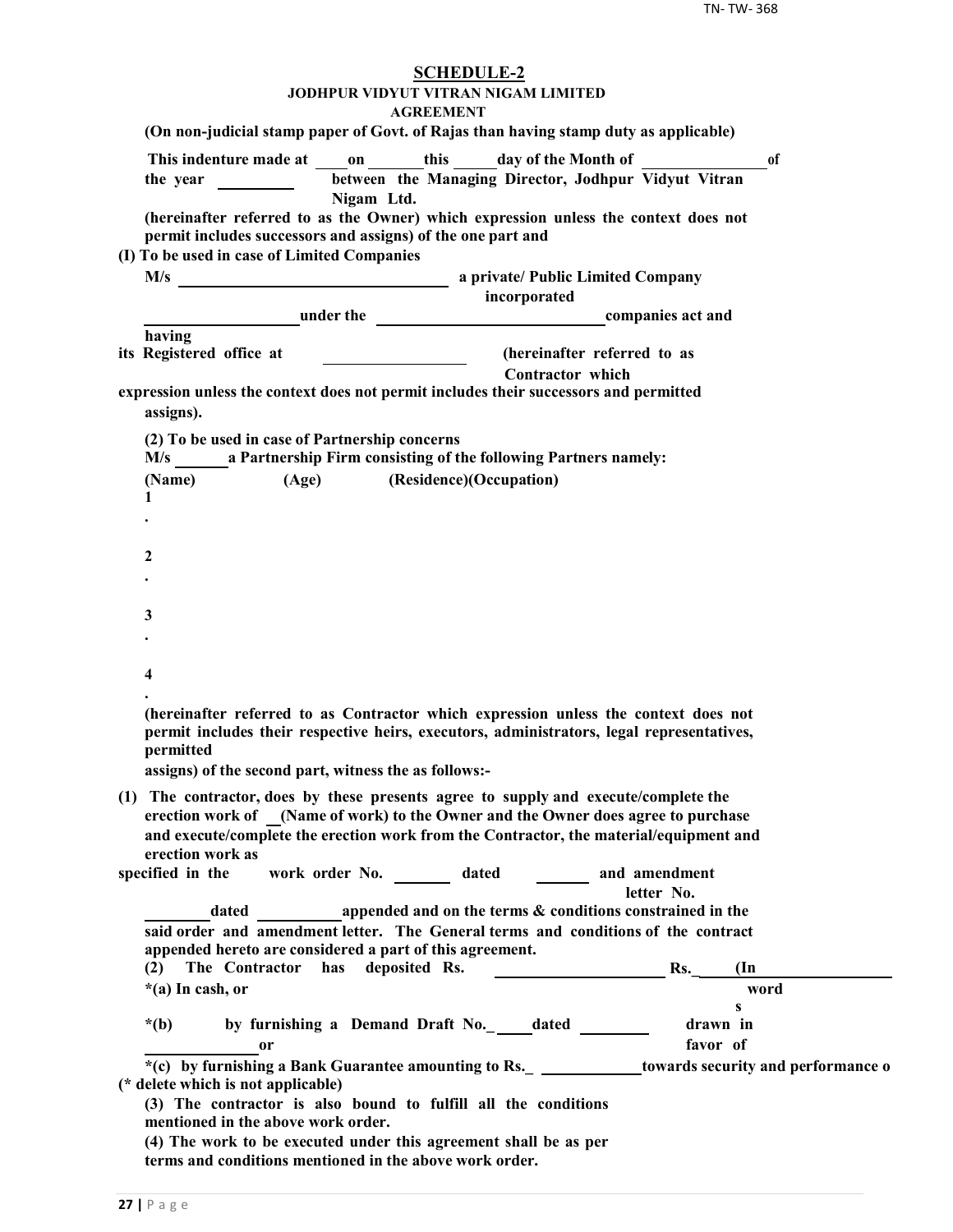## SCHEDULE-2

### JODHPUR VIDYUT VITRAN NIGAM LIMITED

### AGREEMENT

**(On non-judicial stamp paper of Govt. of Rajas than having stamp duty as applicable)**

**This indenture made at \_\_\_\_on \_\_\_\_\_\_this \_\_\_\_\_day of the Month of \_\_\_\_\_\_\_\_\_\_\_\_\_\_\_of the year \_\_\_\_\_\_\_\_\_ between the Managing Director, Jodhpur Vidyut Vitran Nigam Ltd.**

**(hereinafter referred to as the Owner) which expression unless the context does not permit includes successors and assigns) of the one part and**

**(I) To be used in case of Limited Companies**

**M/s \_\_\_\_\_\_\_\_\_\_\_\_\_\_\_\_\_\_\_\_\_\_\_\_\_\_\_\_\_\_\_\_ a private/ Public Limited Company incorporated \_\_\_\_\_\_\_\_\_\_\_\_\_\_\_\_\_\_under the \_\_\_\_\_\_\_\_\_\_\_\_\_\_\_\_\_\_\_\_\_\_\_\_\_\_\_companies act and having its Registered office at \_\_\_\_\_\_\_\_\_\_\_\_\_\_\_\_\_ (hereinafter referred to as Contractor which expression unless the context does not permit includes their successors and permitted assigns).**

**(2) To be used in case of Partnership concerns**

**M/s \_\_\_\_\_\_a Partnership Firm consisting of the following Partners namely:**

**(Name) (Age) (Residence)(Occupation)**

**1.**

**2.**

**3.**

**4.**

**(hereinafter referred to as Contractor which expression unless the context does not permit includes their respective heirs, executors, administrators, legal representatives, permitted assigns) of the second part, witness the as follows:-**

**(1) The contractor, does by these presents agree to supply and execute/complete the erection work of \_\_(Name of work) to the Owner and the Owner does agree to purchase and execute/complete the erection work from the Contractor, the material/equipment and erection work as specified in the work order No. \_\_\_\_\_\_\_ dated \_\_\_\_\_\_ and amendment letter No. \_\_\_\_\_\_\_\_dated \_\_\_\_\_\_\_\_\_\_appended and on the terms & conditions constrained in the said order and amendment letter. The General terms and conditions of the contract appended hereto are considered a part of this agreement.**

**(2) The Contractor has deposited Rs. \_\_\_\_\_\_\_\_\_\_\_\_\_\_\_\_\_\_\_\_ Rs.\_\_\_\_\_(In words**

**\*(a) In cash, or**

**\*(b) by furnishing a Demand Draft No.\_\_\_\_\_dated \_\_\_\_\_\_\_\_ drawn in favor of \_\_\_\_\_\_\_\_\_\_\_\_\_\_or**

**\*(c) by furnishing a Bank Guarantee amounting to Rs.\_ \_\_\_\_\_\_\_\_\_\_\_\_towards security and performance o**

**(\* delete which is not applicable)**

**(3) The contractor is also bound to fulfill all the conditions mentioned in the above work order.**

**(4) The work to be executed under this agreement shall be as per terms and conditions mentioned in the above work order.**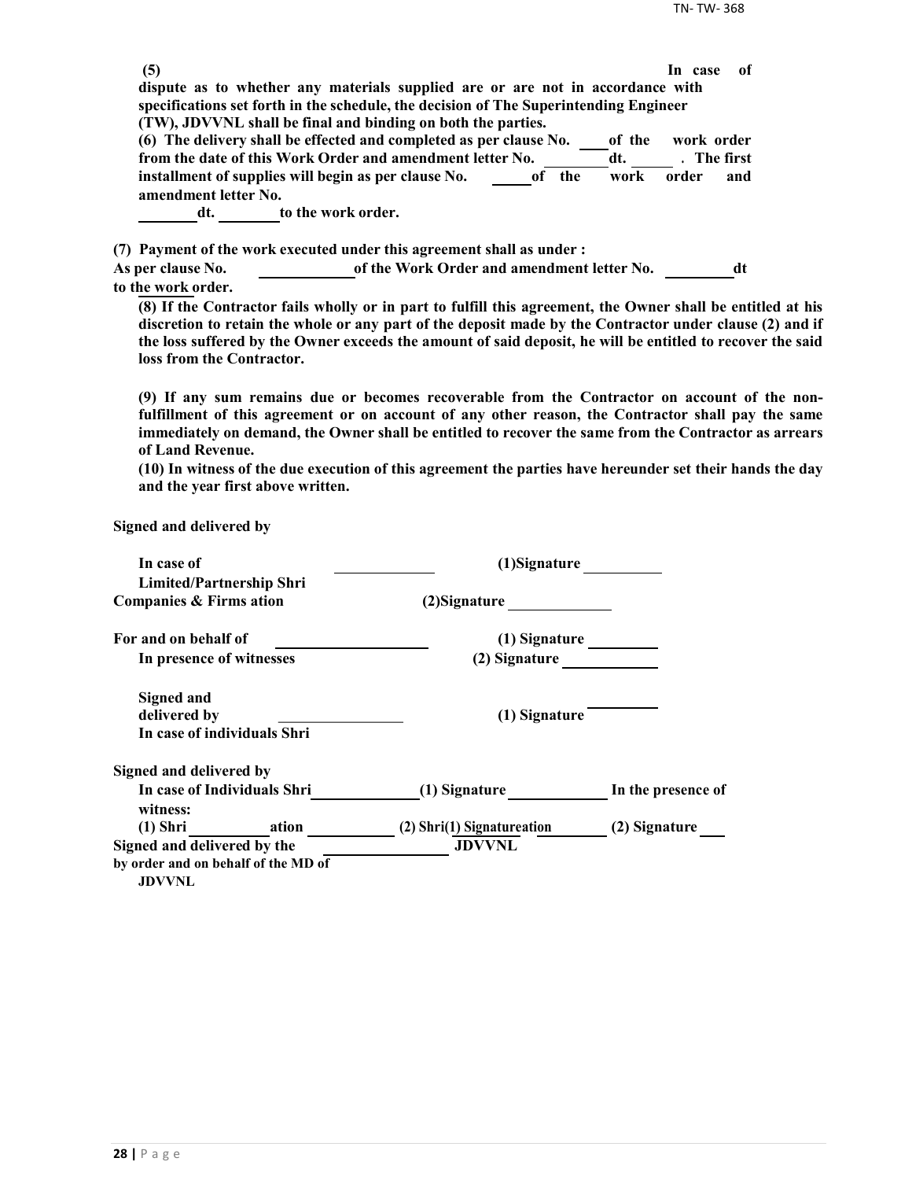**(5) In case of dispute as to whether any materials supplied are or are not in accordance with specifications set forth in the schedule, the decision of The Superintending Engineer (TW), JDVVNL shall be final and binding on both the parties.**

**(6) The delivery shall be effected and completed as per clause No. ____ of the work order from the date of this Work Order and amendment letter No. ________ dt. ______ . The first installment of supplies will begin as per clause No. _____ of the work order and amendment letter No. ________ dt. ________ to the work order.**

**(7) Payment of the work executed under this agreement shall as under :**
**As per clause No. ____________ of the Work Order and amendment letter No. _________ dt to the work order.**

**(8) If the Contractor fails wholly or in part to fulfill this agreement, the Owner shall be entitled at his discretion to retain the whole or any part of the deposit made by the Contractor under clause (2) and if the loss suffered by the Owner exceeds the amount of said deposit, he will be entitled to recover the said loss from the Contractor.**

**(9) If any sum remains due or becomes recoverable from the Contractor on account of the non-fulfillment of this agreement or on account of any other reason, the Contractor shall pay the same immediately on demand, the Owner shall be entitled to recover the same from the Contractor as arrears of Land Revenue.**

**(10) In witness of the due execution of this agreement the parties have hereunder set their hands the day and the year first above written.**

**Signed and delivered by**

**In case of Limited/Partnership Shri ____________ (1)Signature __________**
**Companies & Firms ation (2)Signature _____________**

**For and on behalf of ____________________ (1) Signature _________**
**In presence of witnesses (2) Signature ____________**

**Signed and delivered by ________________ (1) Signature _________**
**In case of individuals Shri**

**Signed and delivered by**
**In case of Individuals Shri ______________ (1) Signature _____________ In the presence of witness:**
**(1) Shri __________ ation ___________ (2) Shri(1) Signatureation ________ (2) Signature ___**
**Signed and delivered by the ________________ JDVVNL**
**by order and on behalf of the MD of JDVVNL**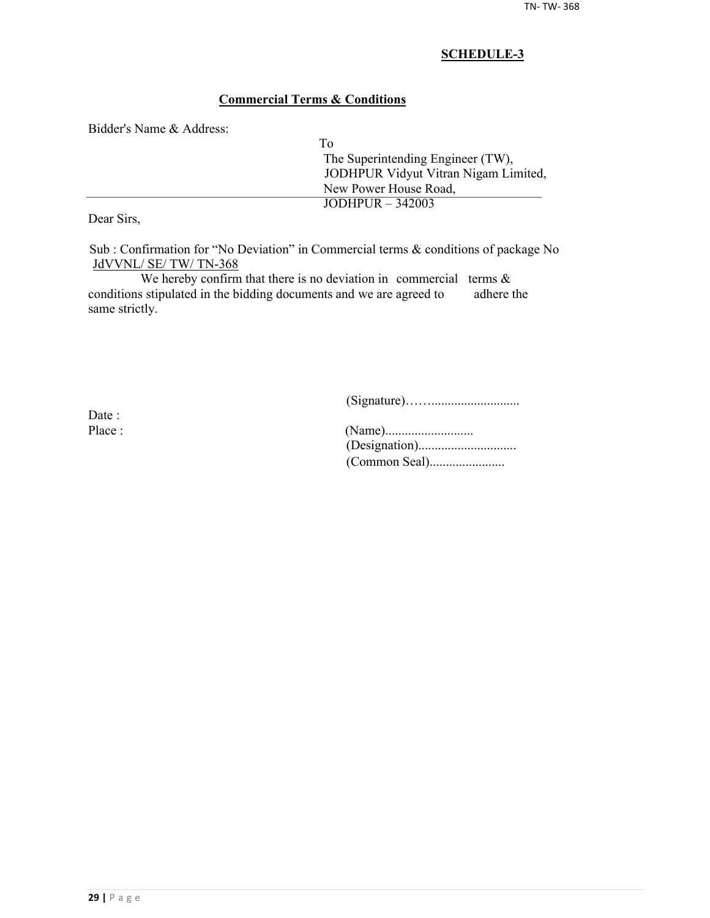**SCHEDULE-3**

**Commercial Terms & Conditions**

Bidder's Name & Address:

To
The Superintending Engineer (TW),
JODHPUR Vidyut Vitran Nigam Limited,
New Power House Road,
JODHPUR – 342003

Dear Sirs,

Sub : Confirmation for "No Deviation" in Commercial terms & conditions of package No JdVVNL/ SE/ TW/ TN-368

We hereby confirm that there is no deviation in commercial terms & conditions stipulated in the bidding documents and we are agreed to adhere the same strictly.

(Signature)……..........................

Date :

Place :

(Name)..........................

(Designation).............................

(Common Seal).......................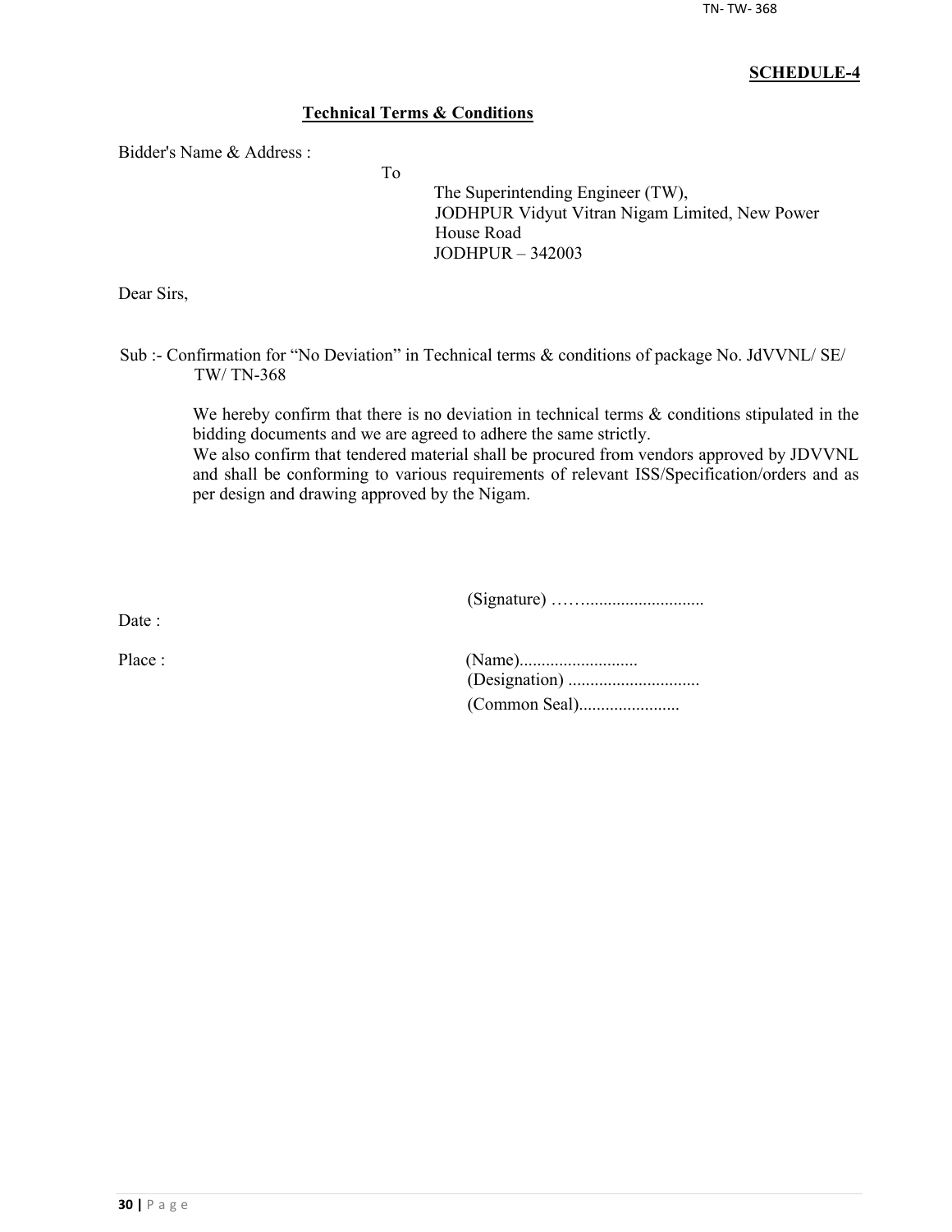**SCHEDULE-4**

**Technical Terms & Conditions**

Bidder's Name & Address :

To

The Superintending Engineer (TW),
JODHPUR Vidyut Vitran Nigam Limited, New Power House Road
JODHPUR – 342003

Dear Sirs,

Sub :- Confirmation for "No Deviation" in Technical terms & conditions of package No. JdVVNL/ SE/ TW/ TN-368

We hereby confirm that there is no deviation in technical terms & conditions stipulated in the bidding documents and we are agreed to adhere the same strictly.
We also confirm that tendered material shall be procured from vendors approved by JDVVNL and shall be conforming to various requirements of relevant ISS/Specification/orders and as per design and drawing approved by the Nigam.

(Signature) ……..........................

Date :

Place :

(Name)..........................
(Designation) .............................
(Common Seal).......................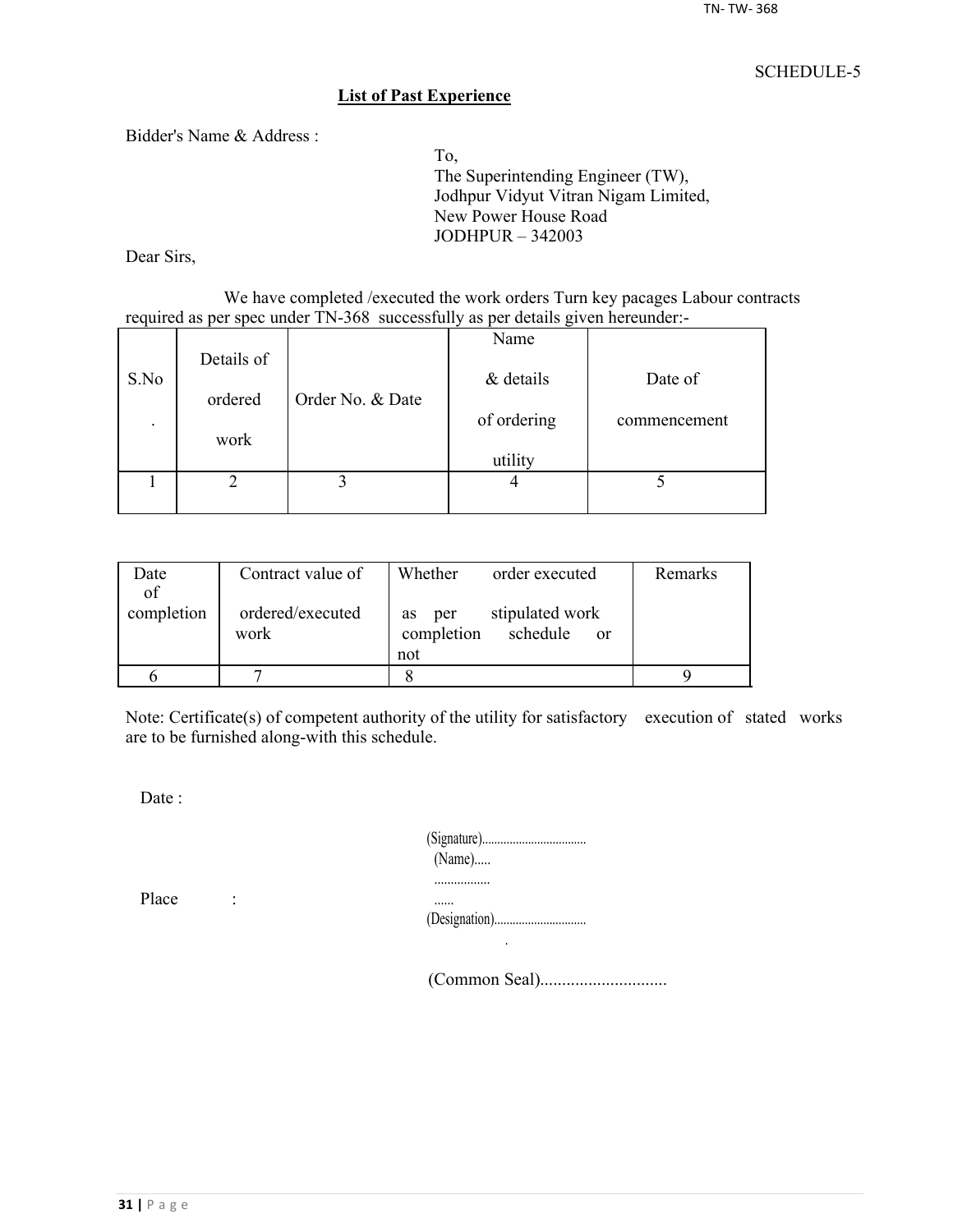SCHEDULE-5

## List of Past Experience

Bidder's Name & Address :

To,
The Superintending Engineer (TW),
Jodhpur Vidyut Vitran Nigam Limited,
New Power House Road
JODHPUR – 342003

Dear Sirs,

We have completed /executed the work orders Turn key pacages Labour contracts required as per spec under TN-368 successfully as per details given hereunder:-

| S.No. | Details of ordered work | Order No. & Date | Name & details of ordering utility | Date of commencement |
|---|---|---|---|---|
| 1 | 2 | 3 | 4 | 5 |

| Date of completion | Contract value of ordered/executed work | Whether order executed as per stipulated work completion schedule or not | Remarks |
|---|---|---|---|
| 6 | 7 | 8 | 9 |

Note: Certificate(s) of competent authority of the utility for satisfactory execution of stated works are to be furnished along-with this schedule.

Date :

Place :

(Signature)..................................
(Name).....
.................
......
(Designation)..............................
.

(Common Seal).............................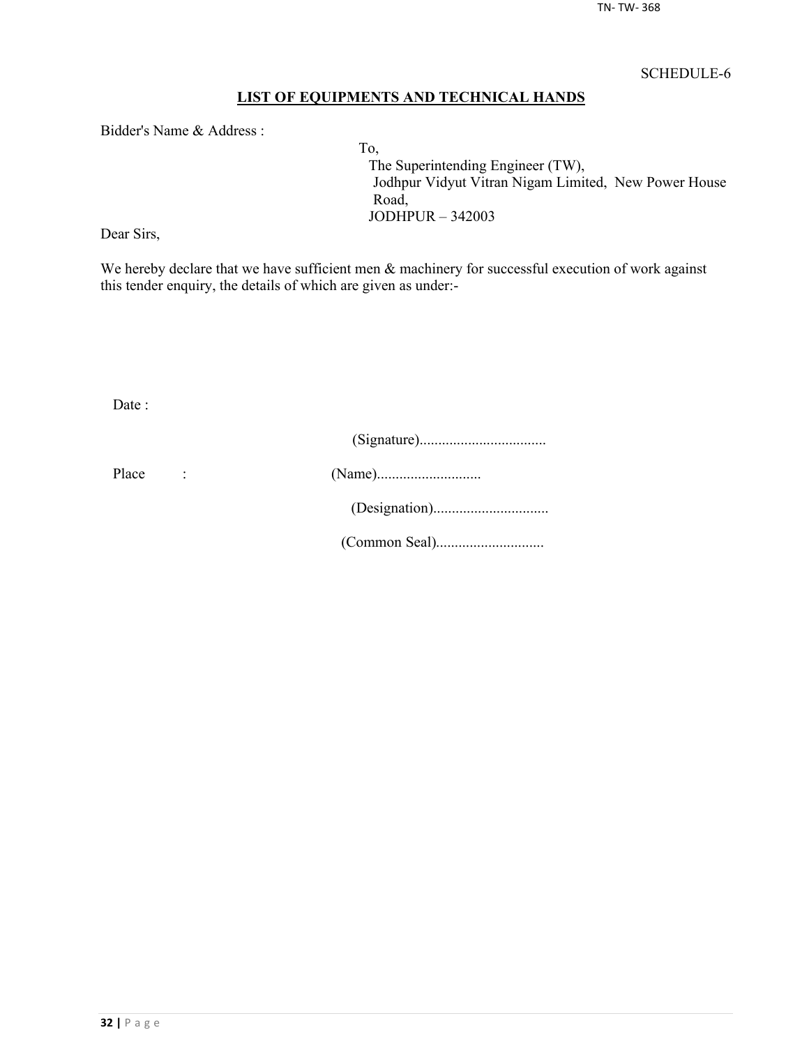SCHEDULE-6

## LIST OF EQUIPMENTS AND TECHNICAL HANDS

Bidder's Name & Address :

To,
The Superintending Engineer (TW),
Jodhpur Vidyut Vitran Nigam Limited, New Power House Road,
JODHPUR – 342003

Dear Sirs,

We hereby declare that we have sufficient men & machinery for successful execution of work against this tender enquiry, the details of which are given as under:-

Date :

(Signature)..................................

Place :

(Name)............................

(Designation)...............................

(Common Seal).............................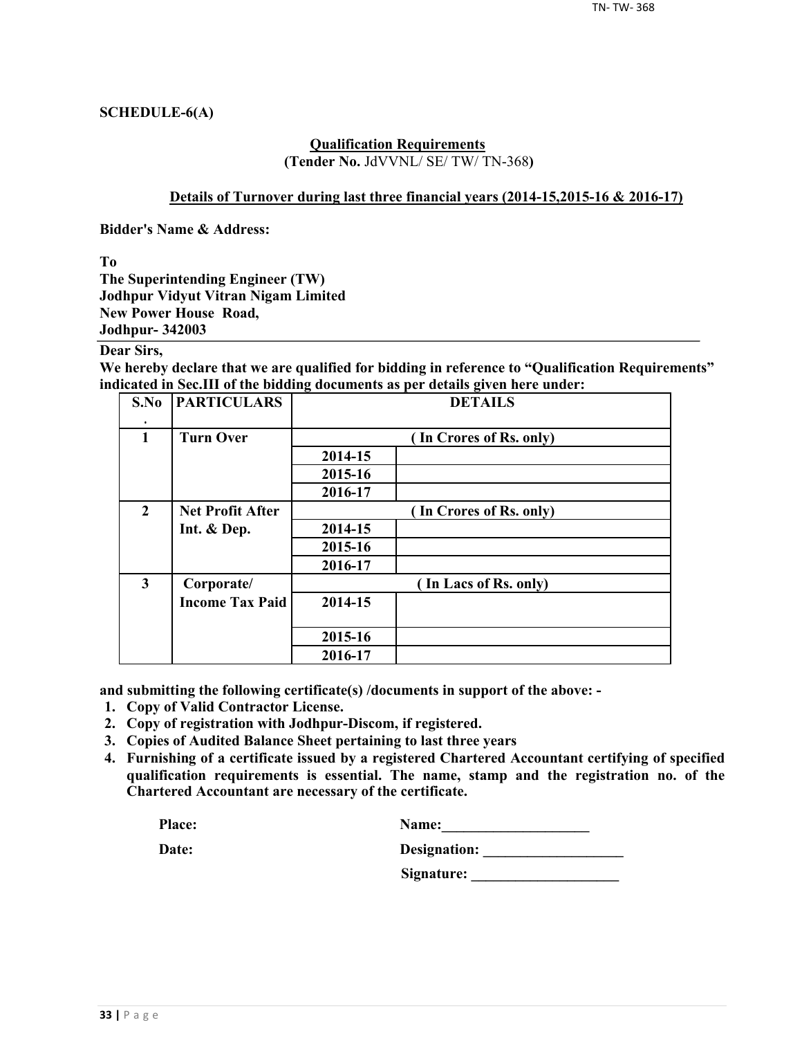**SCHEDULE-6(A)**

**Qualification Requirements**
**(Tender No.** JdVVNL/ SE/ TW/ TN-368**)**

**Details of Turnover during last three financial years (2014-15,2015-16 & 2016-17)**

**Bidder's Name & Address:**

**To**
**The Superintending Engineer (TW)**
**Jodhpur Vidyut Vitran Nigam Limited**
**New Power House Road,**
**Jodhpur- 342003**

**Dear Sirs,**
**We hereby declare that we are qualified for bidding in reference to "Qualification Requirements" indicated in Sec.III of the bidding documents as per details given here under:**

| S.No. | PARTICULARS | DETAILS | |
|---|---|---|---|
| 1 | Turn Over | ( In Crores of Rs. only) | |
| | | 2014-15 | |
| | | 2015-16 | |
| | | 2016-17 | |
| 2 | Net Profit After Int. & Dep. | ( In Crores of Rs. only) | |
| | | 2014-15 | |
| | | 2015-16 | |
| | | 2016-17 | |
| 3 | Corporate/ Income Tax Paid | ( In Lacs of Rs. only) | |
| | | 2014-15 | |
| | | 2015-16 | |
| | | 2016-17 | |

**and submitting the following certificate(s) /documents in support of the above: -**

1. **Copy of Valid Contractor License.**
2. **Copy of registration with Jodhpur-Discom, if registered.**
3. **Copies of Audited Balance Sheet pertaining to last three years**
4. **Furnishing of a certificate issued by a registered Chartered Accountant certifying of specified qualification requirements is essential. The name, stamp and the registration no. of the Chartered Accountant are necessary of the certificate.**

**Place:** **Name:**____________________

**Date:** **Designation:** ___________________

**Signature:** ____________________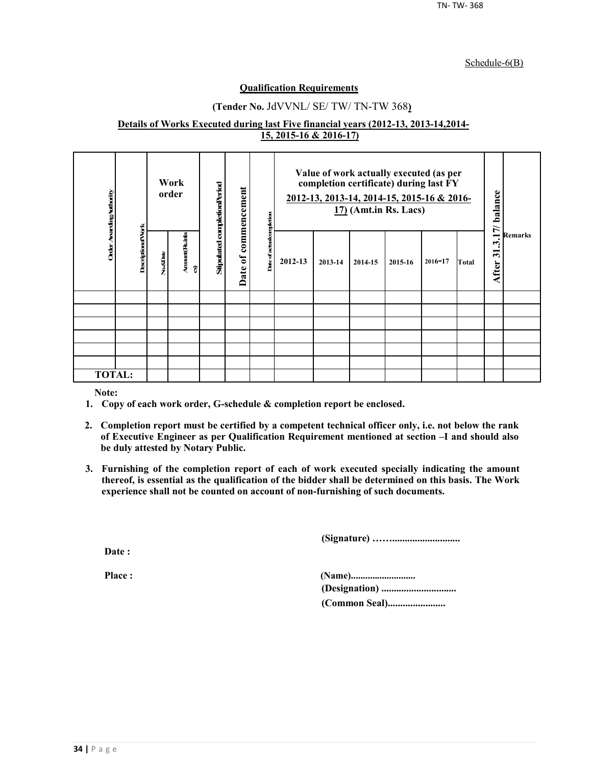Schedule-6(B)

**Qualification Requirements**

**(Tender No.** JdVVNL/ SE/ TW/ TN-TW 368**)**

**Details of Works Executed during last Five financial years (2012-13, 2013-14,2014-15, 2015-16 & 2016-17)**

| Order Awarding Authority | Description of Work | Work order | | Stipulated completion Period | Date of commencement | Date of actual completion | Value of work actually executed (as per completion certificate) during last FY 2012-13, 2013-14, 2014-15, 2015-16 & 2016-17) (Amt.in Rs. Lacs) | | | | | | After 31.3.17/ balance | Remarks |
|---|---|---|---|---|---|---|---|---|---|---|---|---|---|---|
| | | No.&Date | Amount (Rs.in lacs) | | | | 2012-13 | 2013-14 | 2014-15 | 2015-16 | 2016-17 | Total | | |
| | | | | | | | | | | | | | | |
| | | | | | | | | | | | | | | |
| | | | | | | | | | | | | | | |
| | | | | | | | | | | | | | | |
| | | | | | | | | | | | | | | |
| | | | | | | | | | | | | | | |
| TOTAL: | | | | | | | | | | | | | | |

**Note:**

1. **Copy of each work order, G-schedule & completion report be enclosed.**
2. **Completion report must be certified by a competent technical officer only, i.e. not below the rank of Executive Engineer as per Qualification Requirement mentioned at section –I and should also be duly attested by Notary Public.**
3. **Furnishing of the completion report of each of work executed specially indicating the amount thereof, is essential as the qualification of the bidder shall be determined on this basis. The Work experience shall not be counted on account of non-furnishing of such documents.**

**(Signature) ……..........................**

**Date :**

**Place :**

**(Name)..........................**

**(Designation) .............................**

**(Common Seal).......................**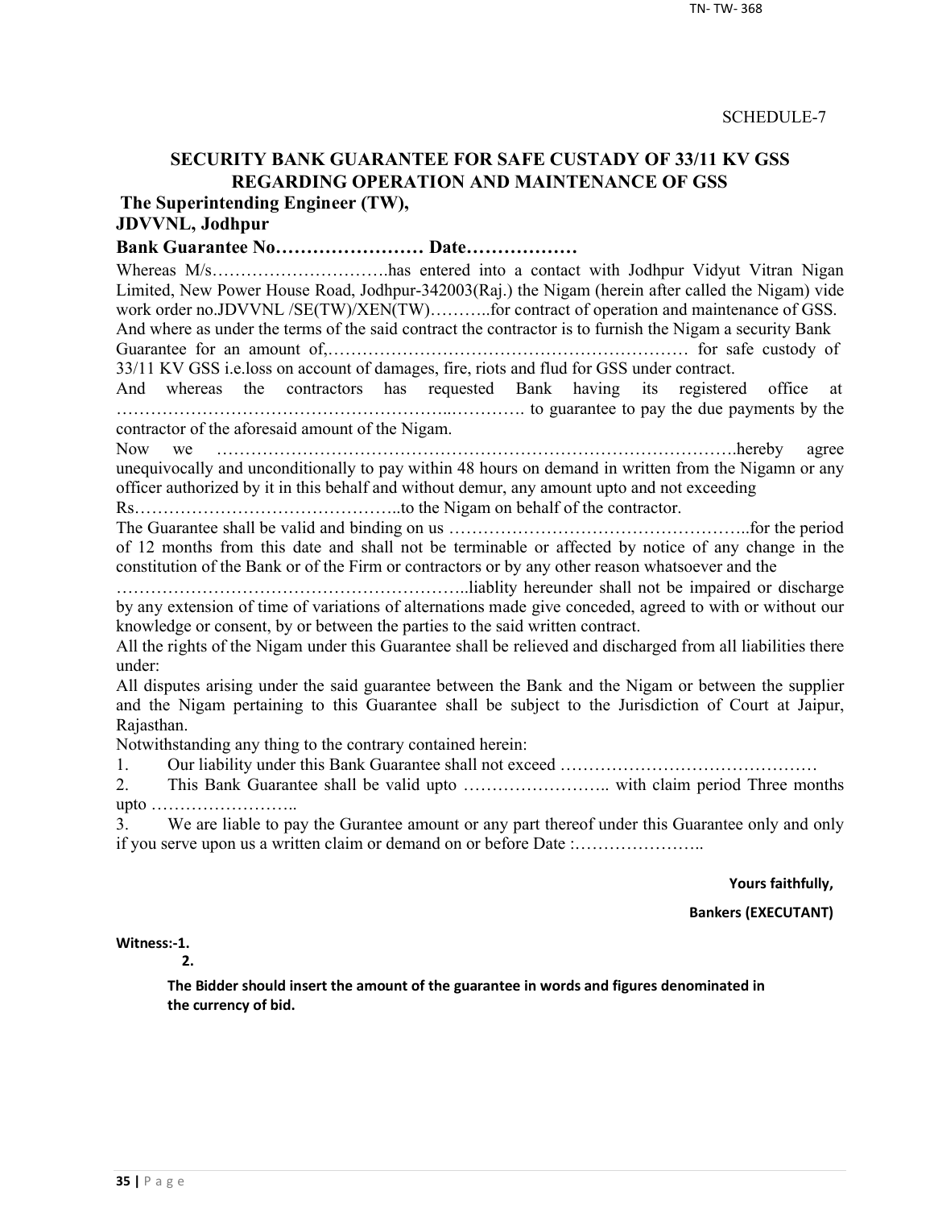SCHEDULE-7

## SECURITY BANK GUARANTEE FOR SAFE CUSTADY OF 33/11 KV GSS REGARDING OPERATION AND MAINTENANCE OF GSS

**The Superintending Engineer (TW),**
**JDVVNL, Jodhpur**

**Bank Guarantee No…………………… Date………………**

Whereas M/s…………………………has entered into a contact with Jodhpur Vidyut Vitran Nigan Limited, New Power House Road, Jodhpur-342003(Raj.) the Nigam (herein after called the Nigam) vide work order no.JDVVNL /SE(TW)/XEN(TW)………..for contract of operation and maintenance of GSS. And where as under the terms of the said contract the contractor is to furnish the Nigam a security Bank Guarantee for an amount of,……………………………………………………… for safe custody of 33/11 KV GSS i.e.loss on account of damages, fire, riots and flud for GSS under contract.

And whereas the contractors has requested Bank having its registered office at ………………………………………………..…………. to guarantee to pay the due payments by the contractor of the aforesaid amount of the Nigam.

Now we …………………………………………………………………………….hereby agree unequivocally and unconditionally to pay within 48 hours on demand in written from the Nigamn or any officer authorized by it in this behalf and without demur, any amount upto and not exceeding Rs………………………………………..to the Nigam on behalf of the contractor.

The Guarantee shall be valid and binding on us ……………………………………………..for the period of 12 months from this date and shall not be terminable or affected by notice of any change in the constitution of the Bank or of the Firm or contractors or by any other reason whatsoever and the ……………………………………………………..liablity hereunder shall not be impaired or discharge by any extension of time of variations of alternations made give conceded, agreed to with or without our knowledge or consent, by or between the parties to the said written contract.

All the rights of the Nigam under this Guarantee shall be relieved and discharged from all liabilities there under:

All disputes arising under the said guarantee between the Bank and the Nigam or between the supplier and the Nigam pertaining to this Guarantee shall be subject to the Jurisdiction of Court at Jaipur, Rajasthan.

Notwithstanding any thing to the contrary contained herein:

1. Our liability under this Bank Guarantee shall not exceed ………………………………………
2. This Bank Guarantee shall be valid upto …………………….. with claim period Three months upto ……………………..
3. We are liable to pay the Gurantee amount or any part thereof under this Guarantee only and only if you serve upon us a written claim or demand on or before Date :…………………..

**Yours faithfully,**

**Bankers (EXECUTANT)**

**Witness:-1.**

**2.**

**The Bidder should insert the amount of the guarantee in words and figures denominated in the currency of bid.**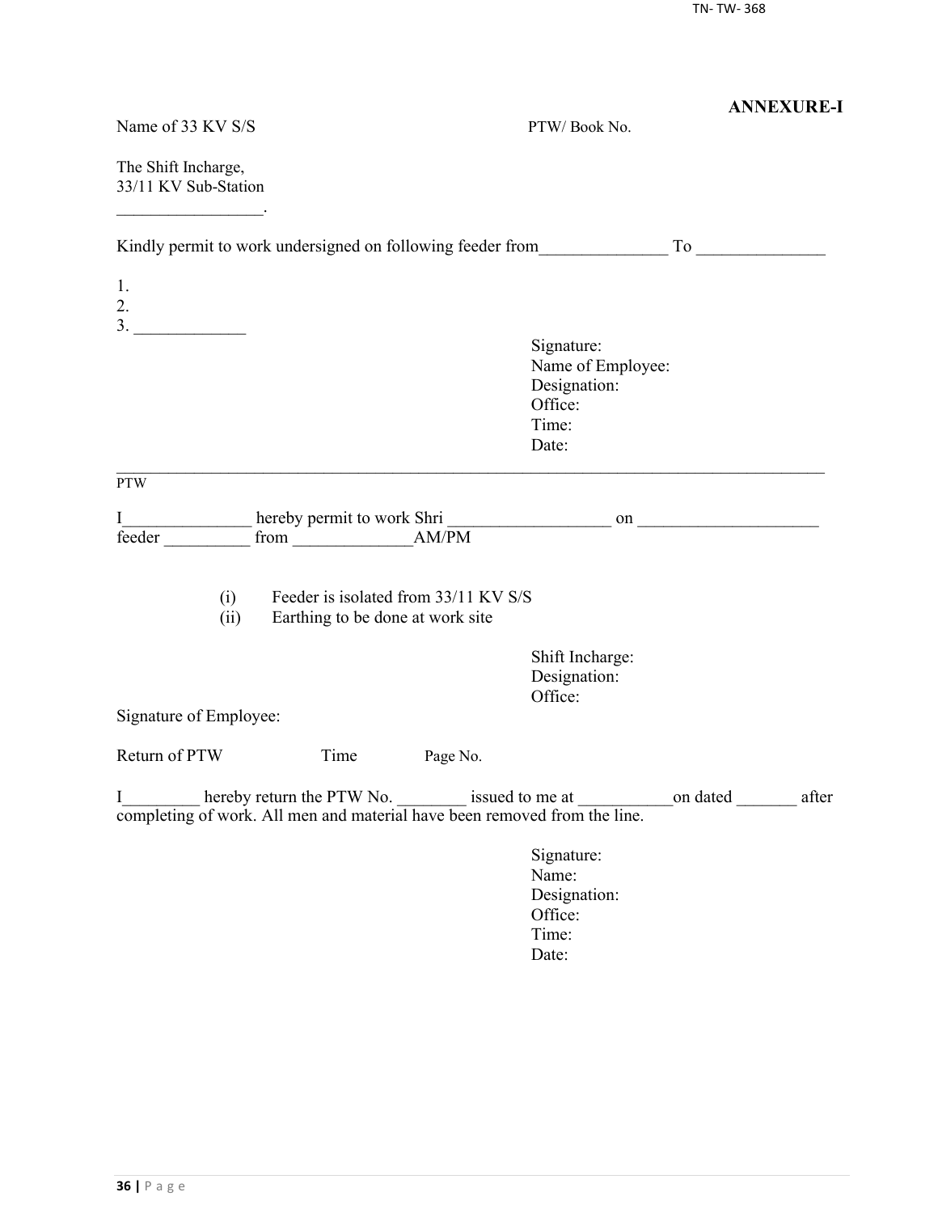**ANNEXURE-I**

Name of 33 KV S/S PTW/ Book No.

The Shift Incharge,
33/11 KV Sub-Station
_________________.

Kindly permit to work undersigned on following feeder from_______________ To _______________

1.
2.
3. _____________

Signature:
Name of Employee:
Designation:
Office:
Time:
Date:

---

PTW

I_______________ hereby permit to work Shri ___________________ on _____________________ feeder __________ from ______________AM/PM

(i) Feeder is isolated from 33/11 KV S/S
(ii) Earthing to be done at work site

Shift Incharge:
Designation:
Office:

Signature of Employee:

Return of PTW Time Page No.

I_________ hereby return the PTW No. ________ issued to me at ___________on dated _______ after completing of work. All men and material have been removed from the line.

Signature:
Name:
Designation:
Office:
Time:
Date: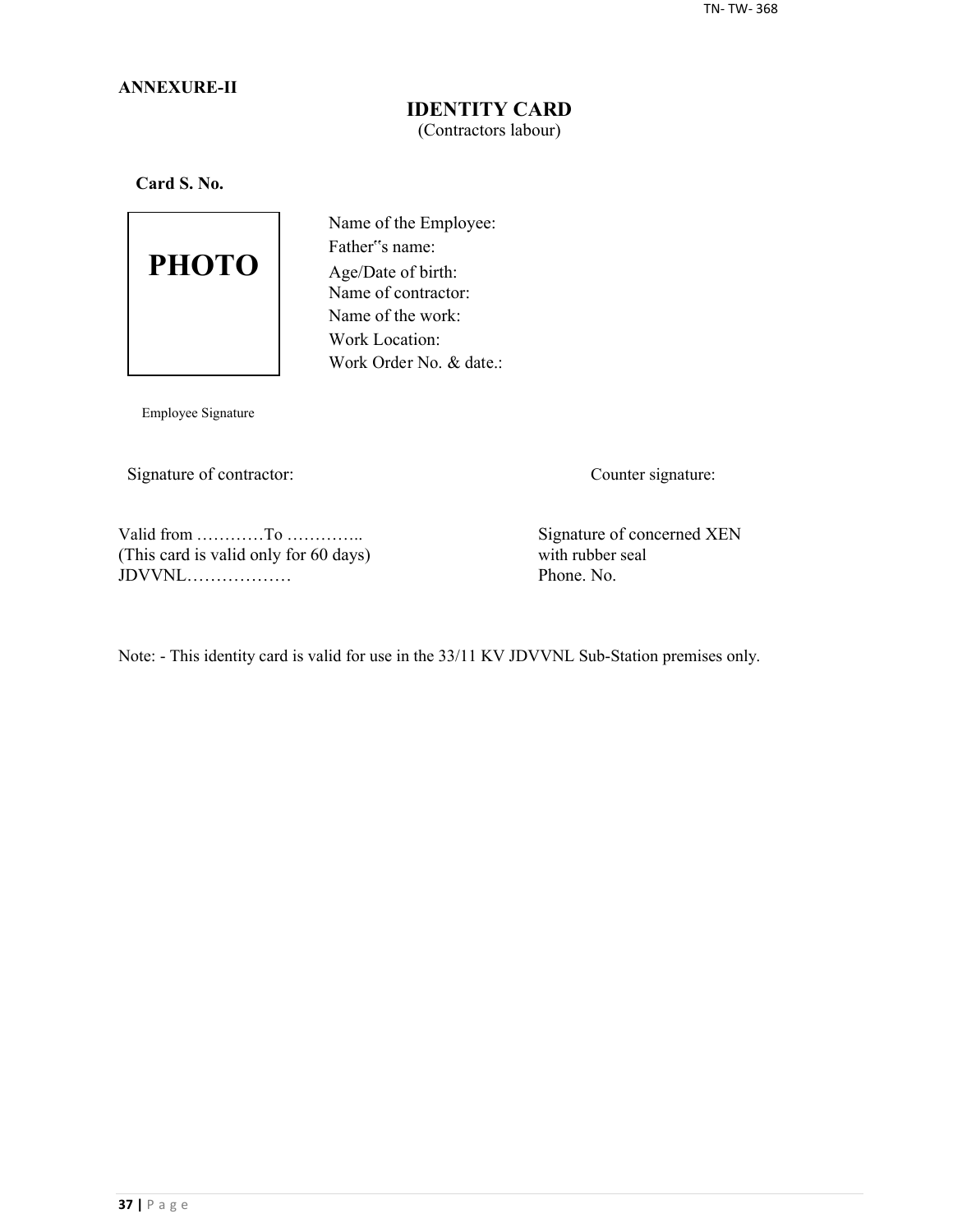**ANNEXURE-II**

## IDENTITY CARD

(Contractors labour)

**Card S. No.**

**PHOTO**

Name of the Employee:
Father"s name:
Age/Date of birth:
Name of contractor:
Name of the work:
Work Location:
Work Order No. & date.:

Employee Signature

Signature of contractor:

Counter signature:

Valid from …………To …………..
(This card is valid only for 60 days)
JDVVNL………………

Signature of concerned XEN
with rubber seal
Phone. No.

Note: - This identity card is valid for use in the 33/11 KV JDVVNL Sub-Station premises only.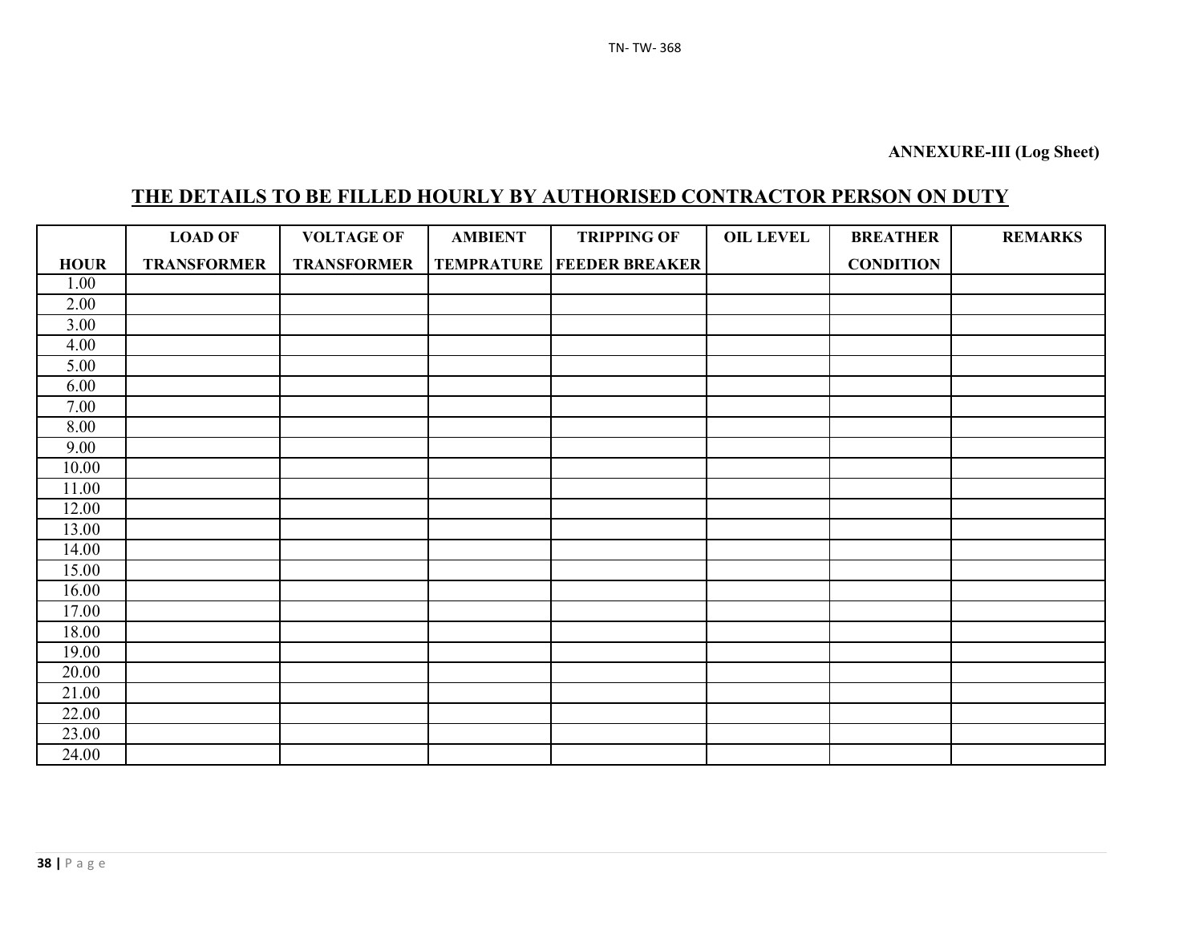**ANNEXURE-III (Log Sheet)**

## THE DETAILS TO BE FILLED HOURLY BY AUTHORISED CONTRACTOR PERSON ON DUTY

| HOUR | LOAD OF TRANSFORMER | VOLTAGE OF TRANSFORMER | AMBIENT TEMPRATURE | TRIPPING OF FEEDER BREAKER | OIL LEVEL | BREATHER CONDITION | REMARKS |
|---|---|---|---|---|---|---|---|
| 1.00 | | | | | | | |
| 2.00 | | | | | | | |
| 3.00 | | | | | | | |
| 4.00 | | | | | | | |
| 5.00 | | | | | | | |
| 6.00 | | | | | | | |
| 7.00 | | | | | | | |
| 8.00 | | | | | | | |
| 9.00 | | | | | | | |
| 10.00 | | | | | | | |
| 11.00 | | | | | | | |
| 12.00 | | | | | | | |
| 13.00 | | | | | | | |
| 14.00 | | | | | | | |
| 15.00 | | | | | | | |
| 16.00 | | | | | | | |
| 17.00 | | | | | | | |
| 18.00 | | | | | | | |
| 19.00 | | | | | | | |
| 20.00 | | | | | | | |
| 21.00 | | | | | | | |
| 22.00 | | | | | | | |
| 23.00 | | | | | | | |
| 24.00 | | | | | | | |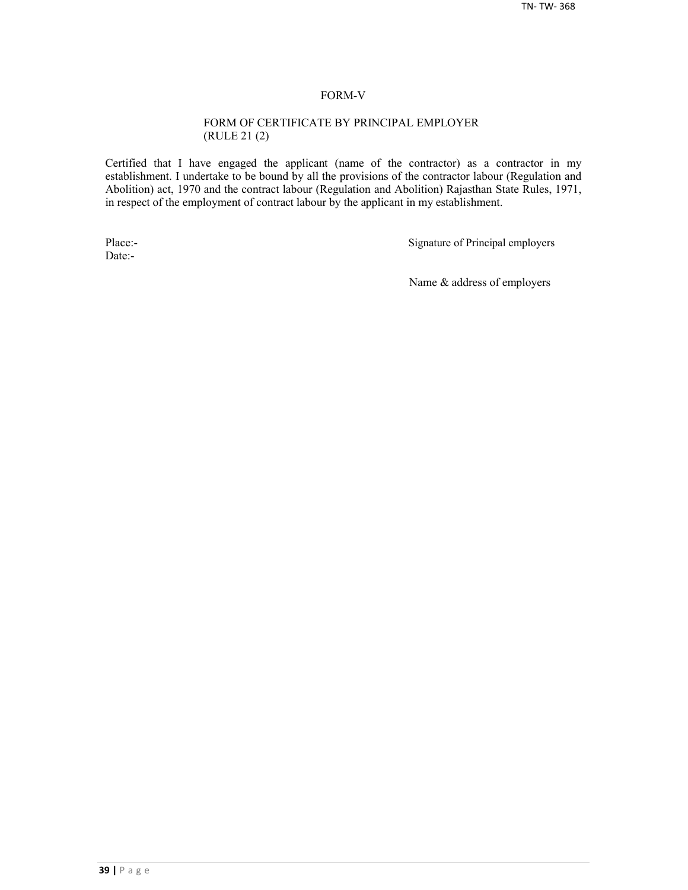## FORM-V

### FORM OF CERTIFICATE BY PRINCIPAL EMPLOYER
(RULE 21 (2)

Certified that I have engaged the applicant (name of the contractor) as a contractor in my establishment. I undertake to be bound by all the provisions of the contractor labour (Regulation and Abolition) act, 1970 and the contract labour (Regulation and Abolition) Rajasthan State Rules, 1971, in respect of the employment of contract labour by the applicant in my establishment.

Place:-

Date:-

Signature of Principal employers

Name & address of employers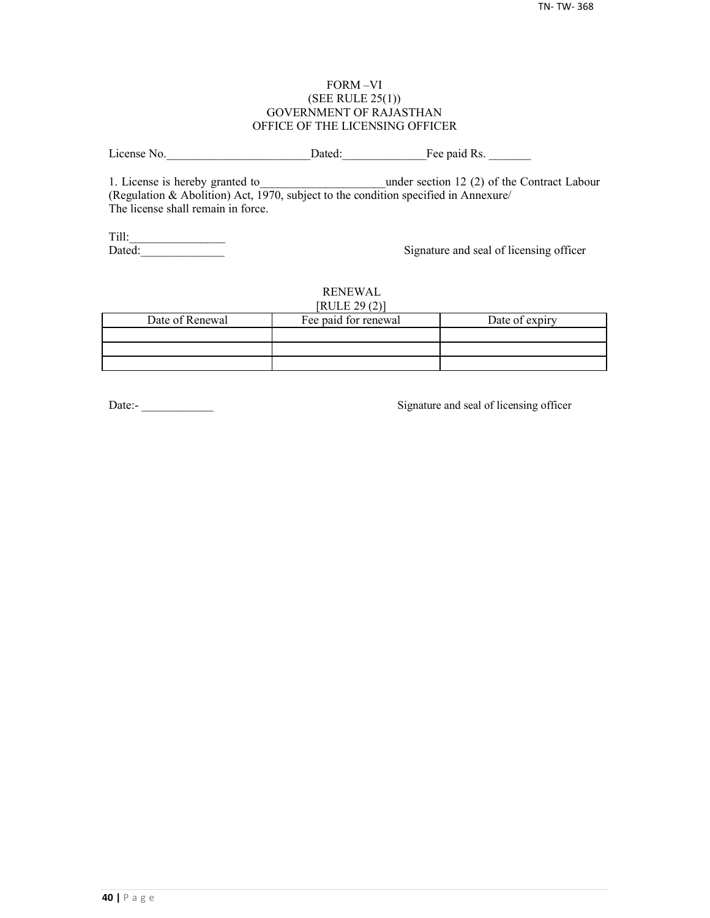FORM –VI
(SEE RULE 25(1))
GOVERNMENT OF RAJASTHAN
OFFICE OF THE LICENSING OFFICER

License No.________________________Dated:______________Fee paid Rs. _______

1. License is hereby granted to_____________________under section 12 (2) of the Contract Labour (Regulation & Abolition) Act, 1970, subject to the condition specified in Annexure/
The license shall remain in force.

Till:________________
Dated:______________

Signature and seal of licensing officer

RENEWAL
[RULE 29 (2)]

| Date of Renewal | Fee paid for renewal | Date of expiry |
|---|---|---|
| | | |
| | | |
| | | |

Date:- ____________

Signature and seal of licensing officer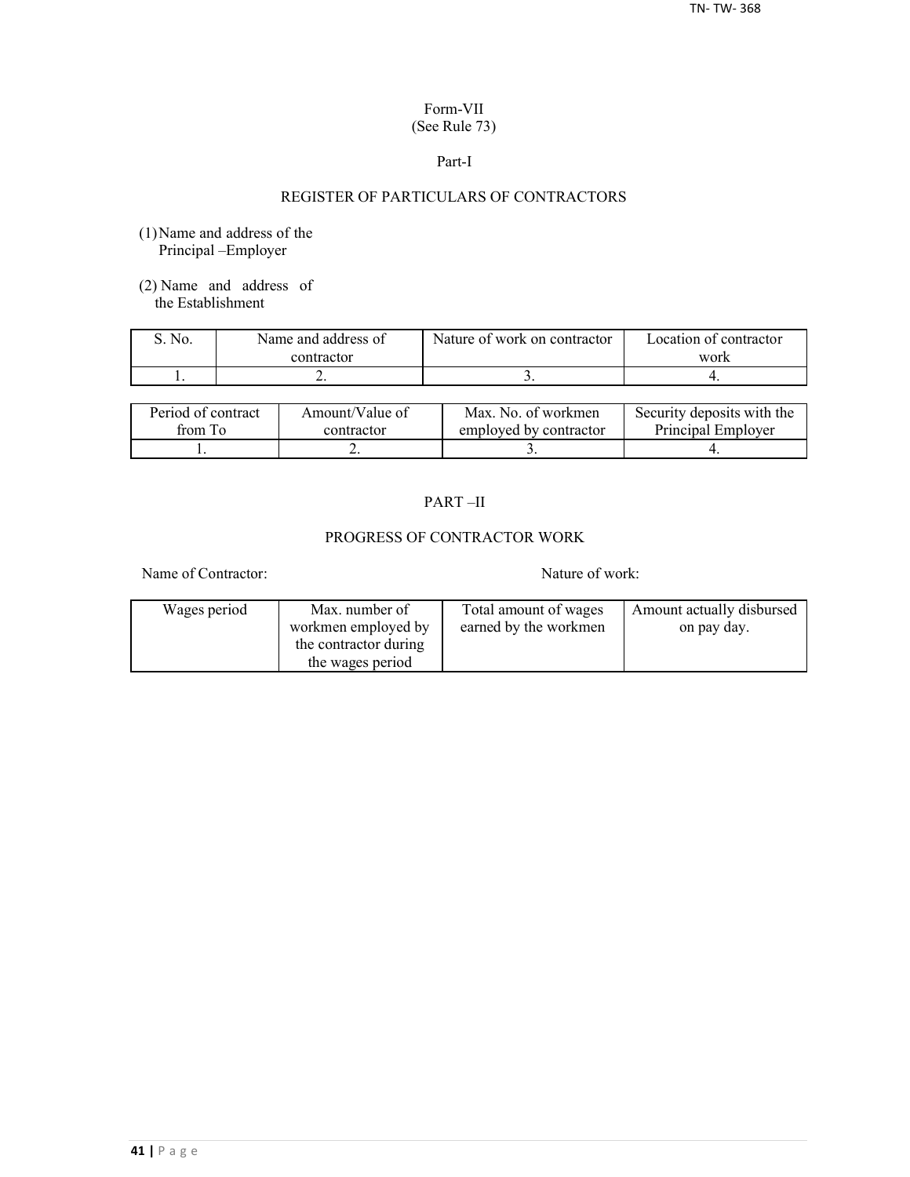Form-VII
(See Rule 73)

Part-I

## REGISTER OF PARTICULARS OF CONTRACTORS

(1) Name and address of the Principal –Employer

(2) Name and address of the Establishment

| S. No. | Name and address of contractor | Nature of work on contractor | Location of contractor work |
|---|---|---|---|
| 1. | 2. | 3. | 4. |

| Period of contract from To | Amount/Value of contractor | Max. No. of workmen employed by contractor | Security deposits with the Principal Employer |
|---|---|---|---|
| 1. | 2. | 3. | 4. |

PART –II

## PROGRESS OF CONTRACTOR WORK

Name of Contractor: Nature of work:

| Wages period | Max. number of workmen employed by the contractor during the wages period | Total amount of wages earned by the workmen | Amount actually disbursed on pay day. |
|---|---|---|---|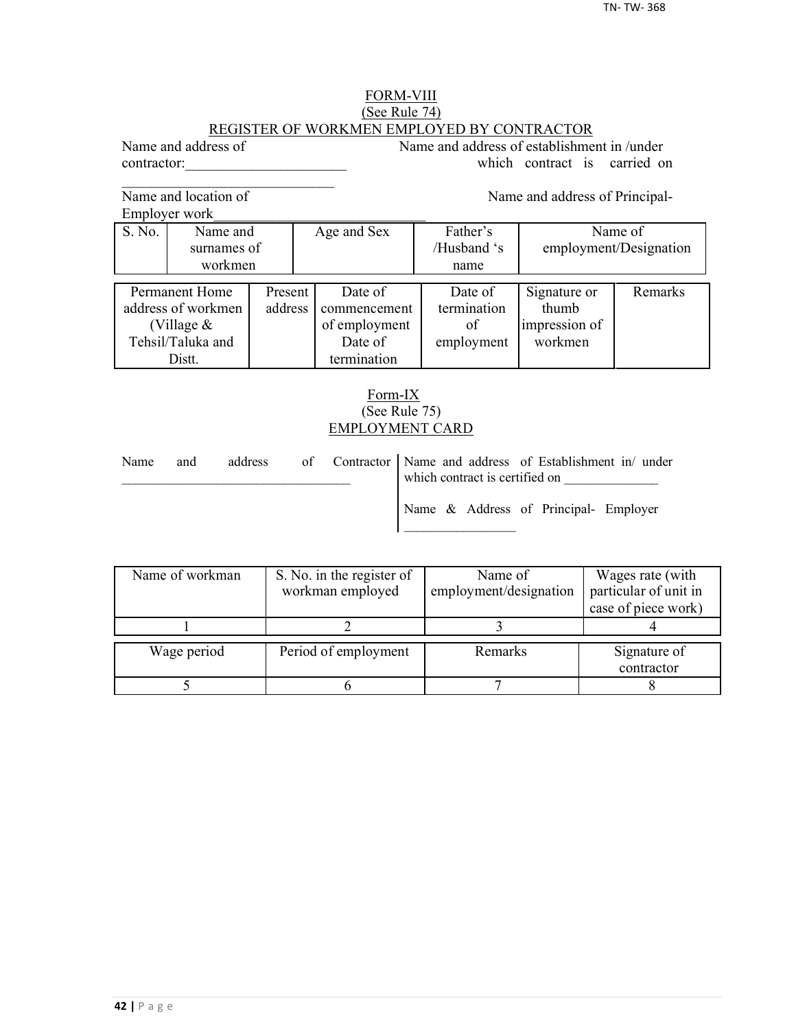## FORM-VIII

(See Rule 74)

REGISTER OF WORKMEN EMPLOYED BY CONTRACTOR

Name and address of contractor:______________________ ______________________________

Name and address of establishment in /under which contract is carried on

Name and location of Employer work______________________________

Name and address of Principal-

| S. No. | Name and surnames of workmen | Age and Sex | Father's /Husband 's name | Name of employment/Designation |
|---|---|---|---|---|

| Permanent Home address of workmen (Village & Tehsil/Taluka and Distt. | Present address | Date of commencement of employment Date of termination | Date of termination of employment | Signature or thumb impression of workmen | Remarks |
|---|---|---|---|---|---|

## Form-IX

(See Rule 75)

EMPLOYMENT CARD

Name and address of Contractor __________________________________

Name and address of Establishment in/ under which contract is certified on ______________

Name & Address of Principal- Employer ________________

| Name of workman | S. No. in the register of workman employed | Name of employment/designation | Wages rate (with particular of unit in case of piece work) |
|---|---|---|---|
| 1 | 2 | 3 | 4 |

| Wage period | Period of employment | Remarks | Signature of contractor |
|---|---|---|---|
| 5 | 6 | 7 | 8 |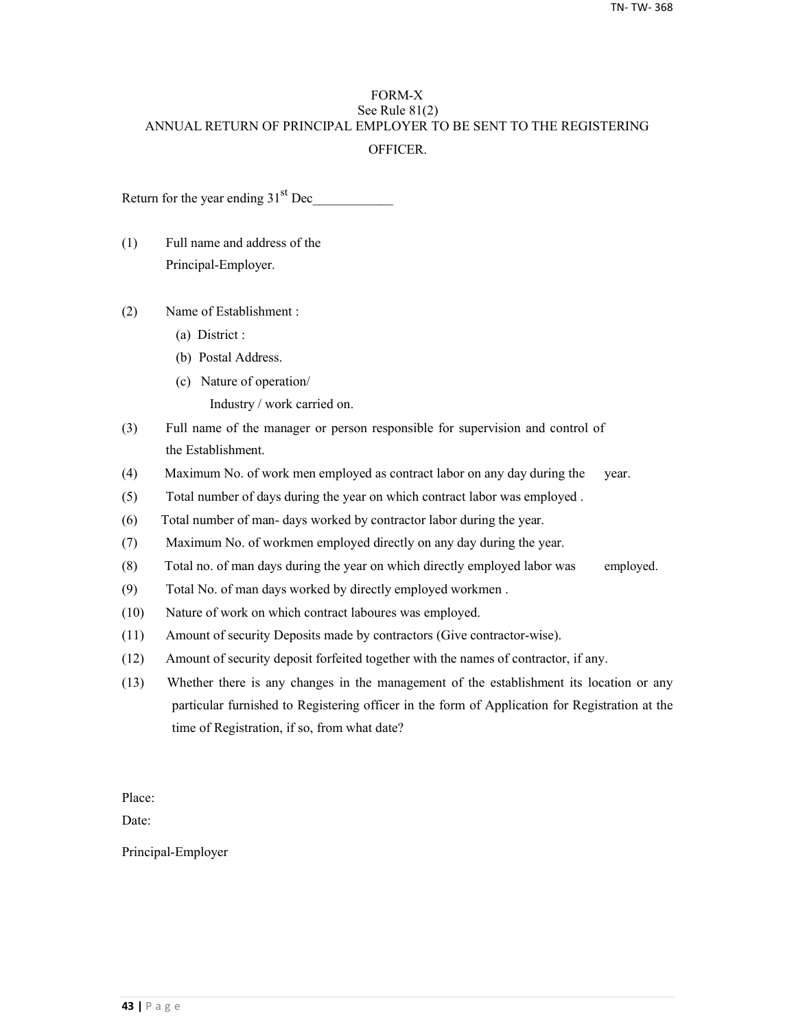# FORM-X

See Rule 81(2)

ANNUAL RETURN OF PRINCIPAL EMPLOYER TO BE SENT TO THE REGISTERING OFFICER.

Return for the year ending 31st Dec\_\_\_\_\_\_\_\_\_\_\_\_

(1) Full name and address of the Principal-Employer.

(2) Name of Establishment :

   (a) District :

   (b) Postal Address.

   (c) Nature of operation/ Industry / work carried on.

(3) Full name of the manager or person responsible for supervision and control of the Establishment.

(4) Maximum No. of work men employed as contract labor on any day during the year.

(5) Total number of days during the year on which contract labor was employed .

(6) Total number of man- days worked by contractor labor during the year.

(7) Maximum No. of workmen employed directly on any day during the year.

(8) Total no. of man days during the year on which directly employed labor was employed.

(9) Total No. of man days worked by directly employed workmen .

(10) Nature of work on which contract laboures was employed.

(11) Amount of security Deposits made by contractors (Give contractor-wise).

(12) Amount of security deposit forfeited together with the names of contractor, if any.

(13) Whether there is any changes in the management of the establishment its location or any particular furnished to Registering officer in the form of Application for Registration at the time of Registration, if so, from what date?

Place:

Date:

Principal-Employer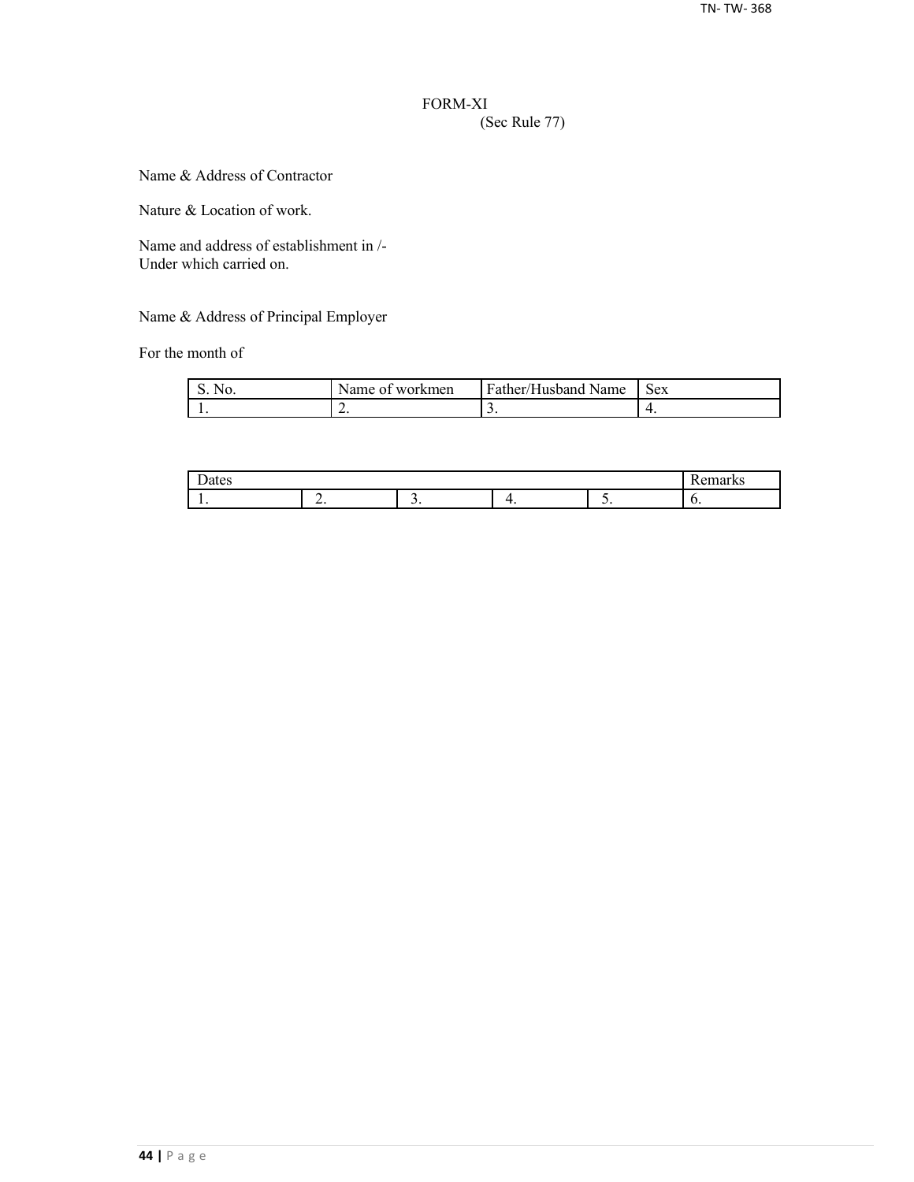FORM-XI
(Sec Rule 77)

Name & Address of Contractor

Nature & Location of work.

Name and address of establishment in /-
Under which carried on.

Name & Address of Principal Employer

For the month of

| S. No. | Name of workmen | Father/Husband Name | Sex |
|---|---|---|---|
| 1. | 2. | 3. | 4. |

| Dates | | | | | Remarks |
|---|---|---|---|---|---|
| 1. | 2. | 3. | 4. | 5. | 6. |